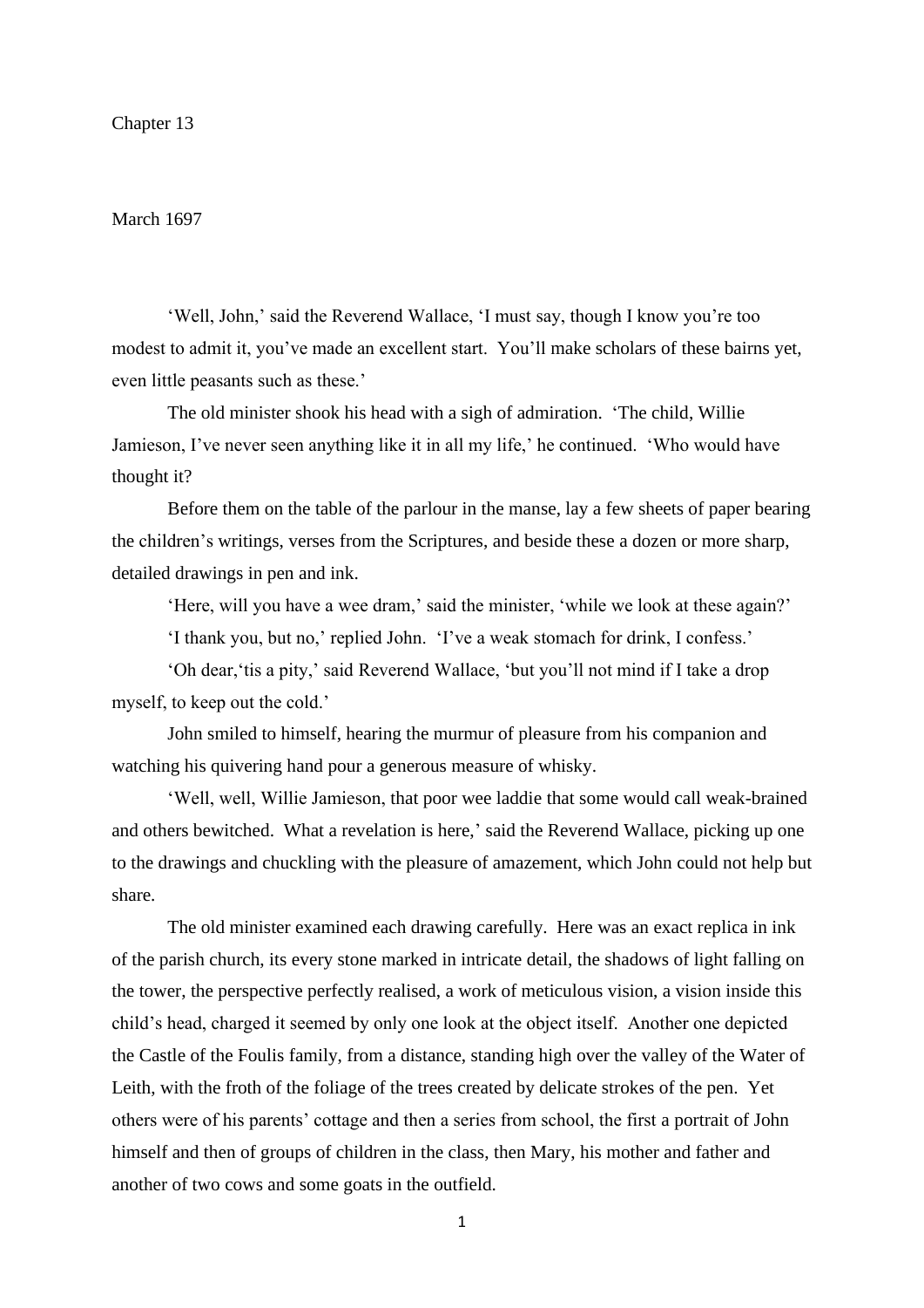# Chapter 13

March 1697

'Well, John,' said the Reverend Wallace, 'I must say, though I know you're too modest to admit it, you've made an excellent start. You'll make scholars of these bairns yet, even little peasants such as these.'

The old minister shook his head with a sigh of admiration. 'The child, Willie Jamieson, I've never seen anything like it in all my life,' he continued. 'Who would have thought it?

Before them on the table of the parlour in the manse, lay a few sheets of paper bearing the children's writings, verses from the Scriptures, and beside these a dozen or more sharp, detailed drawings in pen and ink.

'Here, will you have a wee dram,' said the minister, 'while we look at these again?'

'I thank you, but no,' replied John. 'I've a weak stomach for drink, I confess.'

'Oh dear,'tis a pity,' said Reverend Wallace, 'but you'll not mind if I take a drop myself, to keep out the cold.'

John smiled to himself, hearing the murmur of pleasure from his companion and watching his quivering hand pour a generous measure of whisky.

'Well, well, Willie Jamieson, that poor wee laddie that some would call weak-brained and others bewitched. What a revelation is here,' said the Reverend Wallace, picking up one to the drawings and chuckling with the pleasure of amazement, which John could not help but share.

The old minister examined each drawing carefully. Here was an exact replica in ink of the parish church, its every stone marked in intricate detail, the shadows of light falling on the tower, the perspective perfectly realised, a work of meticulous vision, a vision inside this child's head, charged it seemed by only one look at the object itself. Another one depicted the Castle of the Foulis family, from a distance, standing high over the valley of the Water of Leith, with the froth of the foliage of the trees created by delicate strokes of the pen. Yet others were of his parents' cottage and then a series from school, the first a portrait of John himself and then of groups of children in the class, then Mary, his mother and father and another of two cows and some goats in the outfield.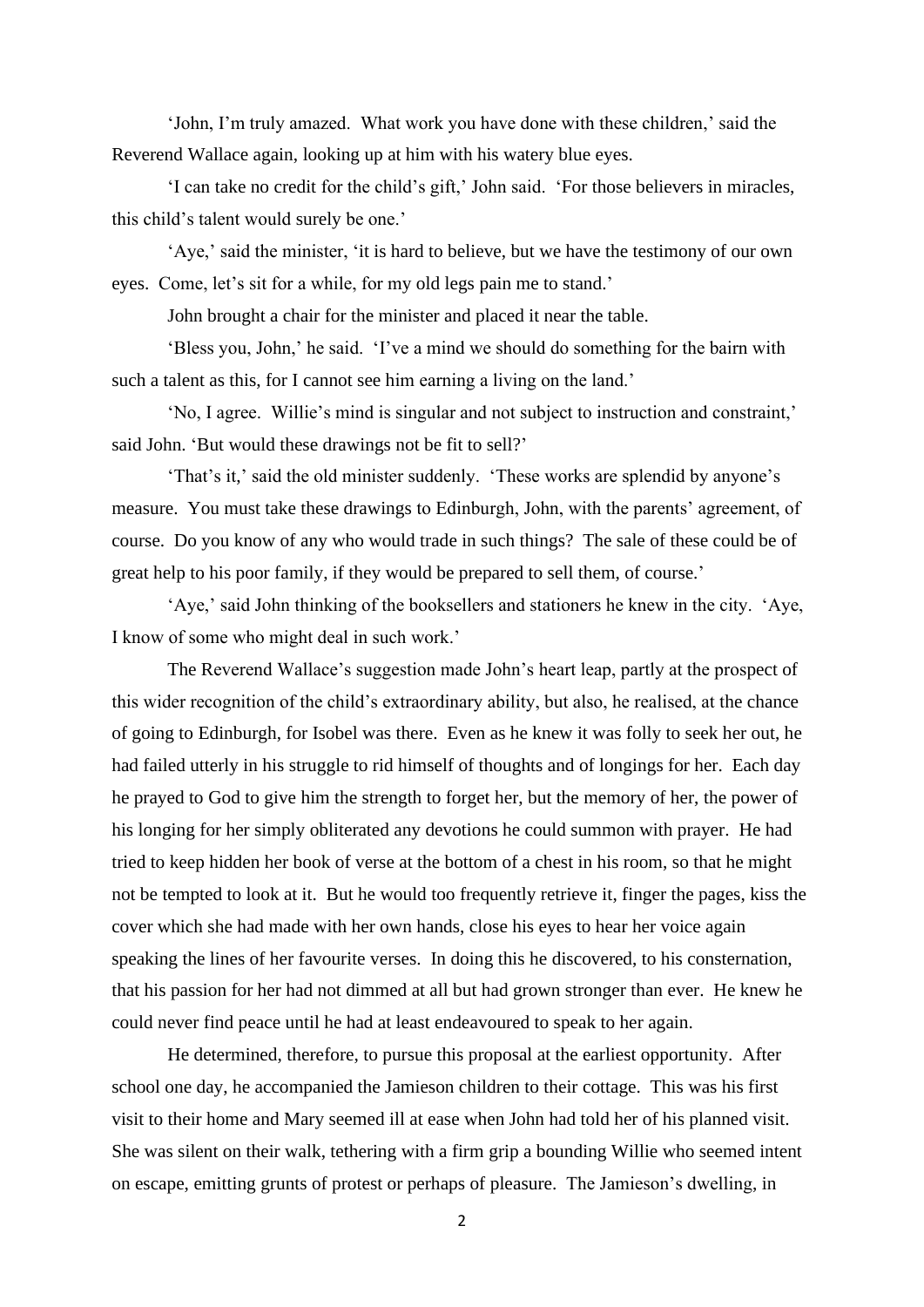'John, I'm truly amazed. What work you have done with these children,' said the Reverend Wallace again, looking up at him with his watery blue eyes.

'I can take no credit for the child's gift,' John said. 'For those believers in miracles, this child's talent would surely be one.'

'Aye,' said the minister, 'it is hard to believe, but we have the testimony of our own eyes. Come, let's sit for a while, for my old legs pain me to stand.'

John brought a chair for the minister and placed it near the table.

'Bless you, John,' he said. 'I've a mind we should do something for the bairn with such a talent as this, for I cannot see him earning a living on the land.'

'No, I agree. Willie's mind is singular and not subject to instruction and constraint,' said John. 'But would these drawings not be fit to sell?'

'That's it,' said the old minister suddenly. 'These works are splendid by anyone's measure. You must take these drawings to Edinburgh, John, with the parents' agreement, of course. Do you know of any who would trade in such things? The sale of these could be of great help to his poor family, if they would be prepared to sell them, of course.'

'Aye,' said John thinking of the booksellers and stationers he knew in the city. 'Aye, I know of some who might deal in such work.'

The Reverend Wallace's suggestion made John's heart leap, partly at the prospect of this wider recognition of the child's extraordinary ability, but also, he realised, at the chance of going to Edinburgh, for Isobel was there. Even as he knew it was folly to seek her out, he had failed utterly in his struggle to rid himself of thoughts and of longings for her. Each day he prayed to God to give him the strength to forget her, but the memory of her, the power of his longing for her simply obliterated any devotions he could summon with prayer. He had tried to keep hidden her book of verse at the bottom of a chest in his room, so that he might not be tempted to look at it. But he would too frequently retrieve it, finger the pages, kiss the cover which she had made with her own hands, close his eyes to hear her voice again speaking the lines of her favourite verses. In doing this he discovered, to his consternation, that his passion for her had not dimmed at all but had grown stronger than ever. He knew he could never find peace until he had at least endeavoured to speak to her again.

He determined, therefore, to pursue this proposal at the earliest opportunity. After school one day, he accompanied the Jamieson children to their cottage. This was his first visit to their home and Mary seemed ill at ease when John had told her of his planned visit. She was silent on their walk, tethering with a firm grip a bounding Willie who seemed intent on escape, emitting grunts of protest or perhaps of pleasure. The Jamieson's dwelling, in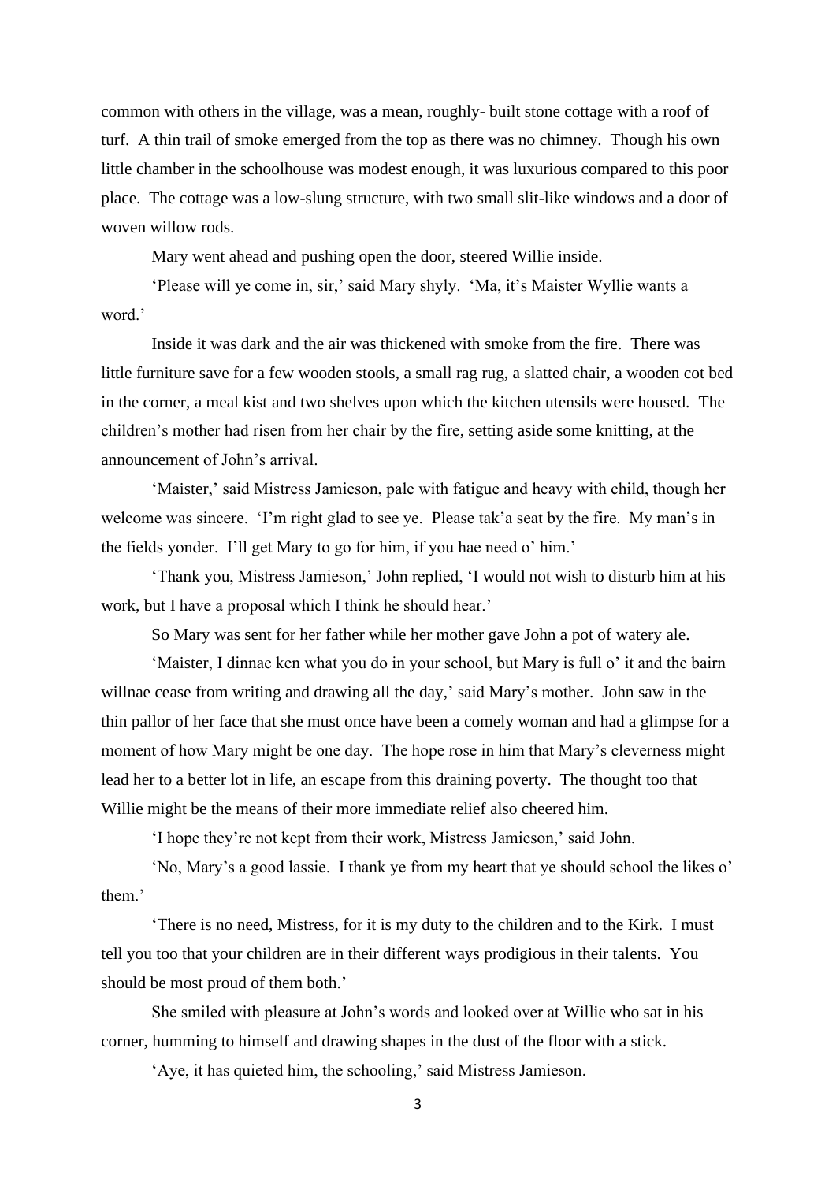common with others in the village, was a mean, roughly- built stone cottage with a roof of turf. A thin trail of smoke emerged from the top as there was no chimney. Though his own little chamber in the schoolhouse was modest enough, it was luxurious compared to this poor place. The cottage was a low-slung structure, with two small slit-like windows and a door of woven willow rods.

Mary went ahead and pushing open the door, steered Willie inside.

'Please will ye come in, sir,' said Mary shyly. 'Ma, it's Maister Wyllie wants a word.'

Inside it was dark and the air was thickened with smoke from the fire. There was little furniture save for a few wooden stools, a small rag rug, a slatted chair, a wooden cot bed in the corner, a meal kist and two shelves upon which the kitchen utensils were housed. The children's mother had risen from her chair by the fire, setting aside some knitting, at the announcement of John's arrival.

'Maister,' said Mistress Jamieson, pale with fatigue and heavy with child, though her welcome was sincere. 'I'm right glad to see ye. Please tak'a seat by the fire. My man's in the fields yonder. I'll get Mary to go for him, if you hae need o' him.'

'Thank you, Mistress Jamieson,' John replied, 'I would not wish to disturb him at his work, but I have a proposal which I think he should hear.'

So Mary was sent for her father while her mother gave John a pot of watery ale.

'Maister, I dinnae ken what you do in your school, but Mary is full o' it and the bairn willnae cease from writing and drawing all the day,' said Mary's mother. John saw in the thin pallor of her face that she must once have been a comely woman and had a glimpse for a moment of how Mary might be one day. The hope rose in him that Mary's cleverness might lead her to a better lot in life, an escape from this draining poverty. The thought too that Willie might be the means of their more immediate relief also cheered him.

'I hope they're not kept from their work, Mistress Jamieson,' said John.

'No, Mary's a good lassie. I thank ye from my heart that ye should school the likes o' them.'

'There is no need, Mistress, for it is my duty to the children and to the Kirk. I must tell you too that your children are in their different ways prodigious in their talents. You should be most proud of them both.'

She smiled with pleasure at John's words and looked over at Willie who sat in his corner, humming to himself and drawing shapes in the dust of the floor with a stick.

'Aye, it has quieted him, the schooling,' said Mistress Jamieson.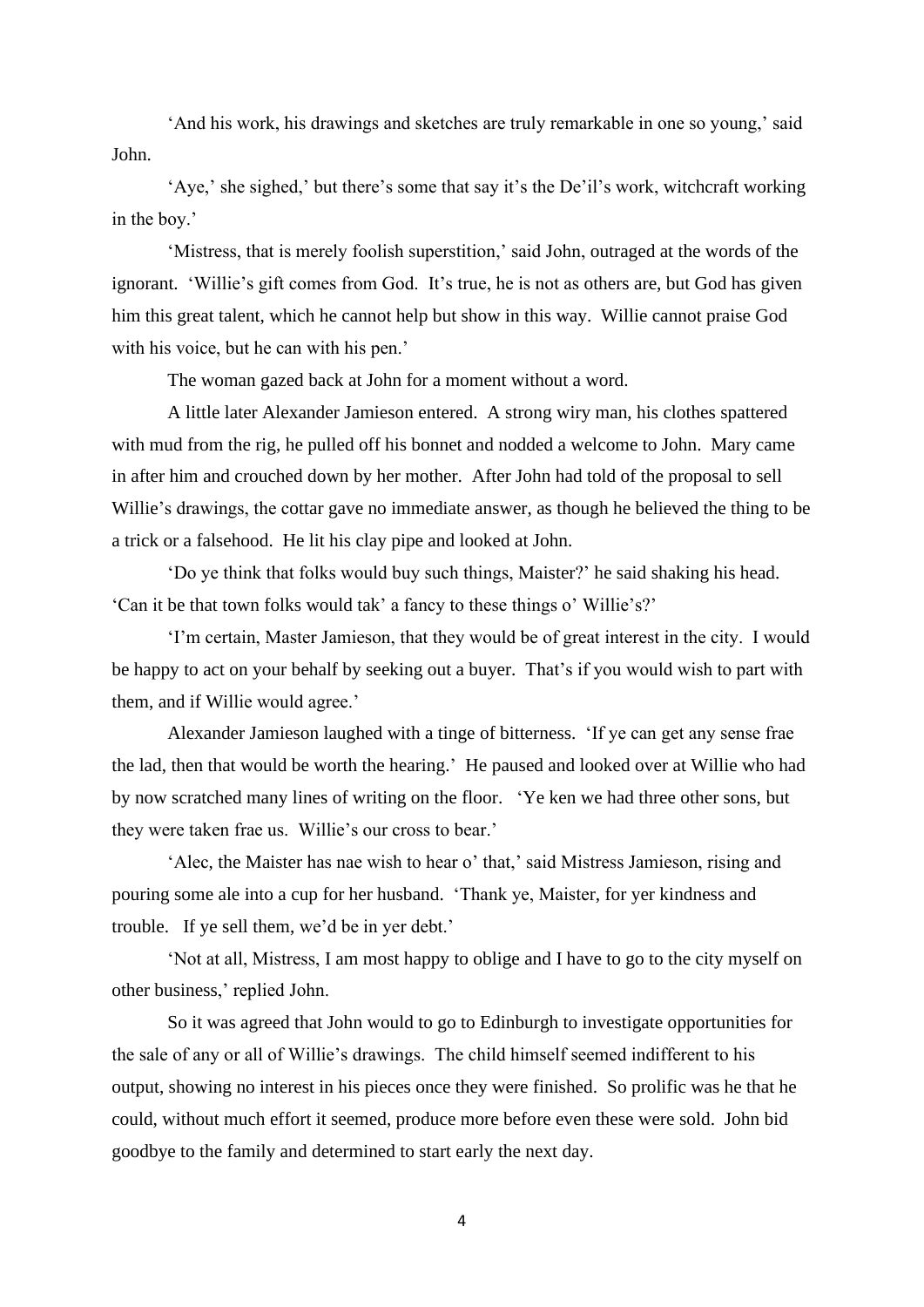'And his work, his drawings and sketches are truly remarkable in one so young,' said John.

'Aye,' she sighed,' but there's some that say it's the De'il's work, witchcraft working in the boy.'

'Mistress, that is merely foolish superstition,' said John, outraged at the words of the ignorant. 'Willie's gift comes from God. It's true, he is not as others are, but God has given him this great talent, which he cannot help but show in this way. Willie cannot praise God with his voice, but he can with his pen.'

The woman gazed back at John for a moment without a word.

A little later Alexander Jamieson entered. A strong wiry man, his clothes spattered with mud from the rig, he pulled off his bonnet and nodded a welcome to John. Mary came in after him and crouched down by her mother. After John had told of the proposal to sell Willie's drawings, the cottar gave no immediate answer, as though he believed the thing to be a trick or a falsehood. He lit his clay pipe and looked at John.

'Do ye think that folks would buy such things, Maister?' he said shaking his head. 'Can it be that town folks would tak' a fancy to these things o' Willie's?'

'I'm certain, Master Jamieson, that they would be of great interest in the city. I would be happy to act on your behalf by seeking out a buyer. That's if you would wish to part with them, and if Willie would agree.'

Alexander Jamieson laughed with a tinge of bitterness. 'If ye can get any sense frae the lad, then that would be worth the hearing.' He paused and looked over at Willie who had by now scratched many lines of writing on the floor. 'Ye ken we had three other sons, but they were taken frae us. Willie's our cross to bear.'

'Alec, the Maister has nae wish to hear o' that,' said Mistress Jamieson, rising and pouring some ale into a cup for her husband. 'Thank ye, Maister, for yer kindness and trouble. If ye sell them, we'd be in yer debt.'

'Not at all, Mistress, I am most happy to oblige and I have to go to the city myself on other business,' replied John.

So it was agreed that John would to go to Edinburgh to investigate opportunities for the sale of any or all of Willie's drawings. The child himself seemed indifferent to his output, showing no interest in his pieces once they were finished. So prolific was he that he could, without much effort it seemed, produce more before even these were sold. John bid goodbye to the family and determined to start early the next day.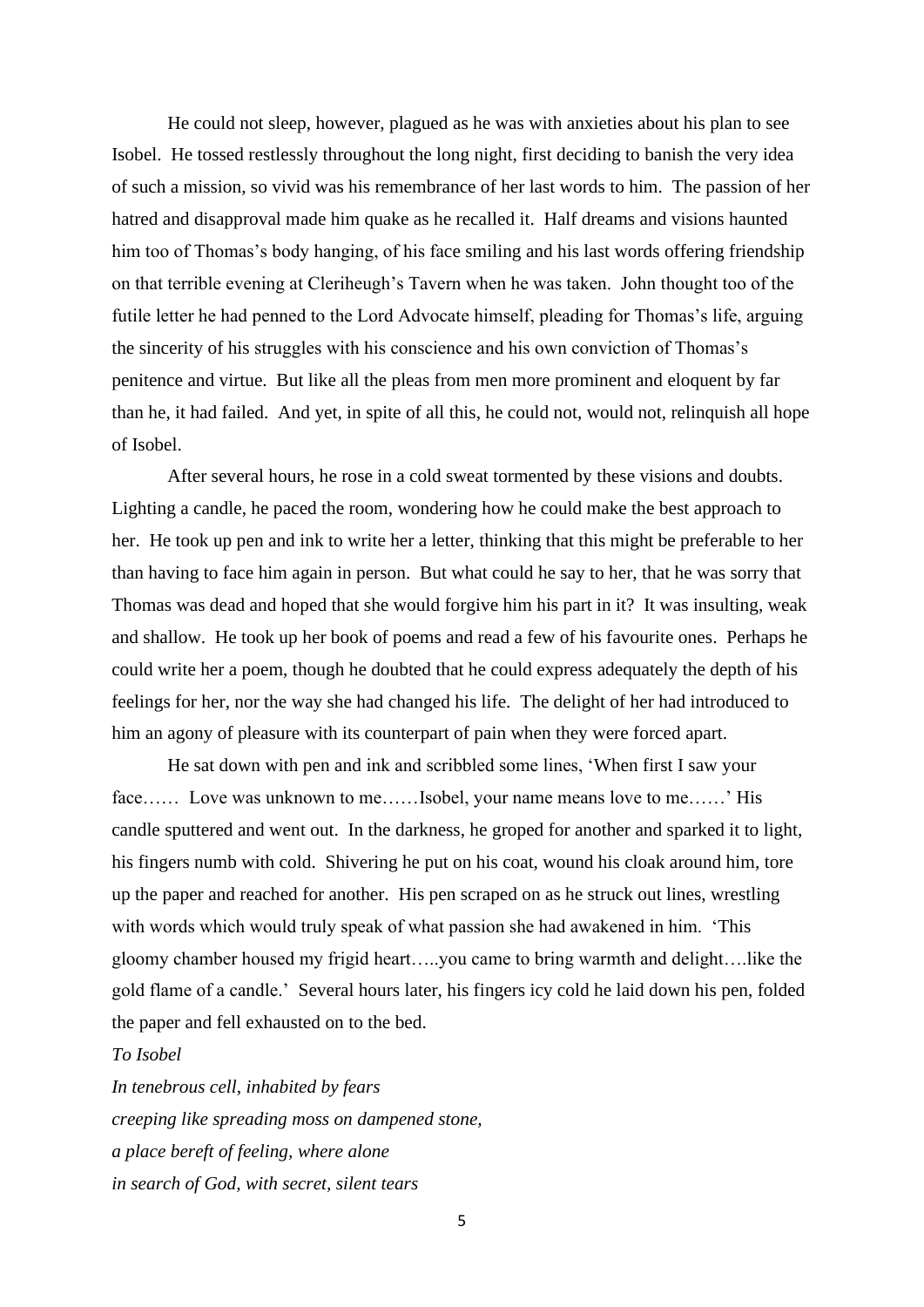He could not sleep, however, plagued as he was with anxieties about his plan to see Isobel. He tossed restlessly throughout the long night, first deciding to banish the very idea of such a mission, so vivid was his remembrance of her last words to him. The passion of her hatred and disapproval made him quake as he recalled it. Half dreams and visions haunted him too of Thomas's body hanging, of his face smiling and his last words offering friendship on that terrible evening at Cleriheugh's Tavern when he was taken. John thought too of the futile letter he had penned to the Lord Advocate himself, pleading for Thomas's life, arguing the sincerity of his struggles with his conscience and his own conviction of Thomas's penitence and virtue. But like all the pleas from men more prominent and eloquent by far than he, it had failed. And yet, in spite of all this, he could not, would not, relinquish all hope of Isobel.

After several hours, he rose in a cold sweat tormented by these visions and doubts. Lighting a candle, he paced the room, wondering how he could make the best approach to her. He took up pen and ink to write her a letter, thinking that this might be preferable to her than having to face him again in person. But what could he say to her, that he was sorry that Thomas was dead and hoped that she would forgive him his part in it? It was insulting, weak and shallow. He took up her book of poems and read a few of his favourite ones. Perhaps he could write her a poem, though he doubted that he could express adequately the depth of his feelings for her, nor the way she had changed his life. The delight of her had introduced to him an agony of pleasure with its counterpart of pain when they were forced apart.

He sat down with pen and ink and scribbled some lines, 'When first I saw your face…… Love was unknown to me……Isobel, your name means love to me……' His candle sputtered and went out. In the darkness, he groped for another and sparked it to light, his fingers numb with cold. Shivering he put on his coat, wound his cloak around him, tore up the paper and reached for another. His pen scraped on as he struck out lines, wrestling with words which would truly speak of what passion she had awakened in him. 'This gloomy chamber housed my frigid heart…..you came to bring warmth and delight….like the gold flame of a candle.' Several hours later, his fingers icy cold he laid down his pen, folded the paper and fell exhausted on to the bed.

*To Isobel*

*In tenebrous cell, inhabited by fears*
*creeping like spreading moss on dampened stone,*
*a place bereft of feeling, where alone*
*in search of God, with secret, silent tears*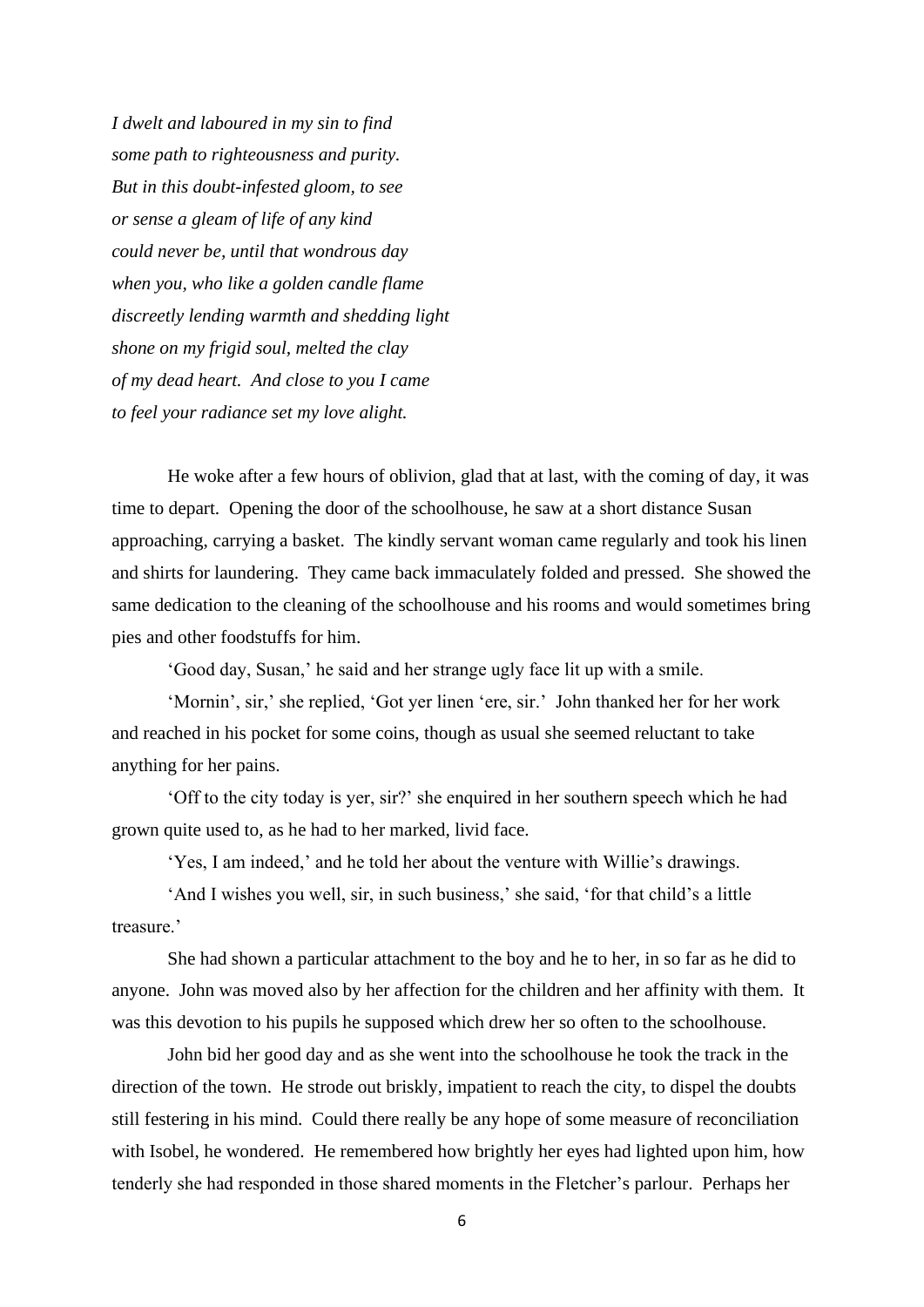*I dwelt and laboured in my sin to find*
*some path to righteousness and purity.*
*But in this doubt-infested gloom, to see*
*or sense a gleam of life of any kind*
*could never be, until that wondrous day*
*when you, who like a golden candle flame*
*discreetly lending warmth and shedding light*
*shone on my frigid soul, melted the clay*
*of my dead heart. And close to you I came*
*to feel your radiance set my love alight.*

He woke after a few hours of oblivion, glad that at last, with the coming of day, it was time to depart. Opening the door of the schoolhouse, he saw at a short distance Susan approaching, carrying a basket. The kindly servant woman came regularly and took his linen and shirts for laundering. They came back immaculately folded and pressed. She showed the same dedication to the cleaning of the schoolhouse and his rooms and would sometimes bring pies and other foodstuffs for him.

'Good day, Susan,' he said and her strange ugly face lit up with a smile.

'Mornin', sir,' she replied, 'Got yer linen 'ere, sir.' John thanked her for her work and reached in his pocket for some coins, though as usual she seemed reluctant to take anything for her pains.

'Off to the city today is yer, sir?' she enquired in her southern speech which he had grown quite used to, as he had to her marked, livid face.

'Yes, I am indeed,' and he told her about the venture with Willie's drawings.

'And I wishes you well, sir, in such business,' she said, 'for that child's a little treasure.'

She had shown a particular attachment to the boy and he to her, in so far as he did to anyone. John was moved also by her affection for the children and her affinity with them. It was this devotion to his pupils he supposed which drew her so often to the schoolhouse.

John bid her good day and as she went into the schoolhouse he took the track in the direction of the town. He strode out briskly, impatient to reach the city, to dispel the doubts still festering in his mind. Could there really be any hope of some measure of reconciliation with Isobel, he wondered. He remembered how brightly her eyes had lighted upon him, how tenderly she had responded in those shared moments in the Fletcher's parlour. Perhaps her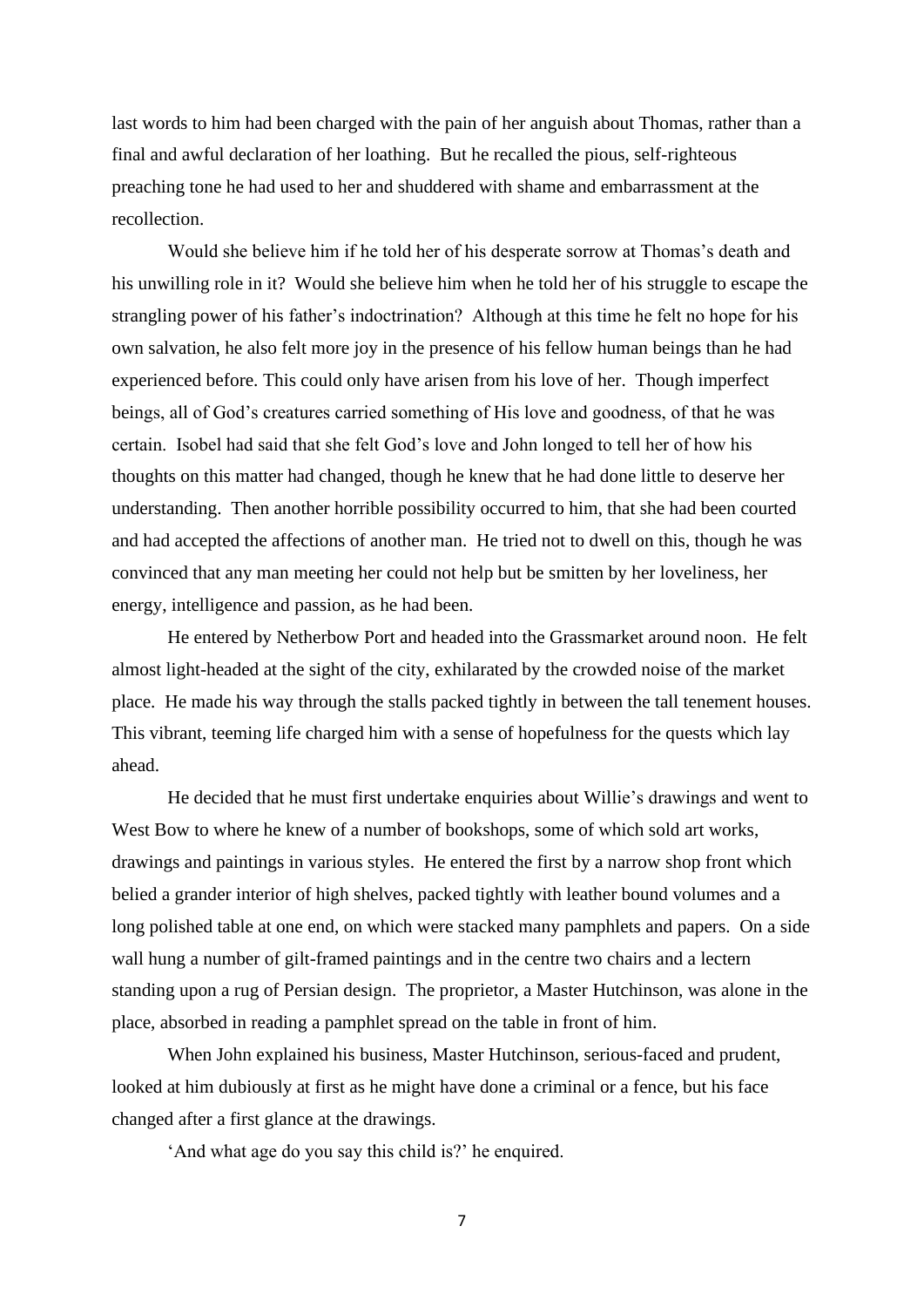last words to him had been charged with the pain of her anguish about Thomas, rather than a final and awful declaration of her loathing. But he recalled the pious, self-righteous preaching tone he had used to her and shuddered with shame and embarrassment at the recollection.

Would she believe him if he told her of his desperate sorrow at Thomas's death and his unwilling role in it? Would she believe him when he told her of his struggle to escape the strangling power of his father's indoctrination? Although at this time he felt no hope for his own salvation, he also felt more joy in the presence of his fellow human beings than he had experienced before. This could only have arisen from his love of her. Though imperfect beings, all of God's creatures carried something of His love and goodness, of that he was certain. Isobel had said that she felt God's love and John longed to tell her of how his thoughts on this matter had changed, though he knew that he had done little to deserve her understanding. Then another horrible possibility occurred to him, that she had been courted and had accepted the affections of another man. He tried not to dwell on this, though he was convinced that any man meeting her could not help but be smitten by her loveliness, her energy, intelligence and passion, as he had been.

He entered by Netherbow Port and headed into the Grassmarket around noon. He felt almost light-headed at the sight of the city, exhilarated by the crowded noise of the market place. He made his way through the stalls packed tightly in between the tall tenement houses. This vibrant, teeming life charged him with a sense of hopefulness for the quests which lay ahead.

He decided that he must first undertake enquiries about Willie's drawings and went to West Bow to where he knew of a number of bookshops, some of which sold art works, drawings and paintings in various styles. He entered the first by a narrow shop front which belied a grander interior of high shelves, packed tightly with leather bound volumes and a long polished table at one end, on which were stacked many pamphlets and papers. On a side wall hung a number of gilt-framed paintings and in the centre two chairs and a lectern standing upon a rug of Persian design. The proprietor, a Master Hutchinson, was alone in the place, absorbed in reading a pamphlet spread on the table in front of him.

When John explained his business, Master Hutchinson, serious-faced and prudent, looked at him dubiously at first as he might have done a criminal or a fence, but his face changed after a first glance at the drawings.

'And what age do you say this child is?' he enquired.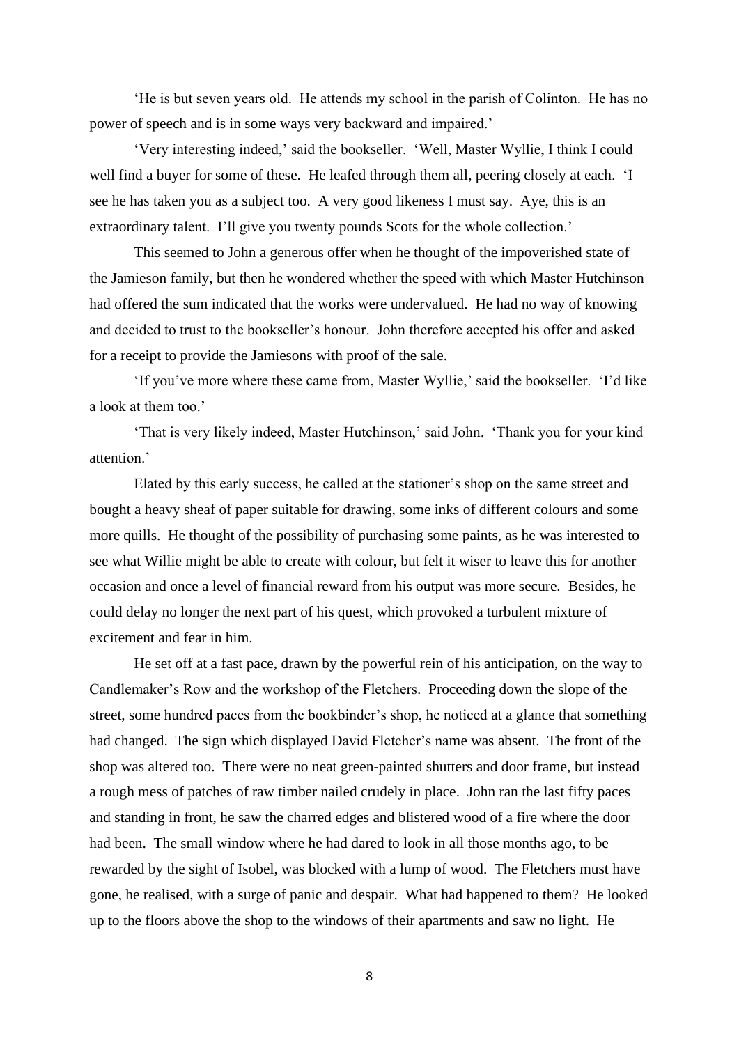'He is but seven years old. He attends my school in the parish of Colinton. He has no power of speech and is in some ways very backward and impaired.'

'Very interesting indeed,' said the bookseller. 'Well, Master Wyllie, I think I could well find a buyer for some of these. He leafed through them all, peering closely at each. 'I see he has taken you as a subject too. A very good likeness I must say. Aye, this is an extraordinary talent. I'll give you twenty pounds Scots for the whole collection.'

This seemed to John a generous offer when he thought of the impoverished state of the Jamieson family, but then he wondered whether the speed with which Master Hutchinson had offered the sum indicated that the works were undervalued. He had no way of knowing and decided to trust to the bookseller's honour. John therefore accepted his offer and asked for a receipt to provide the Jamiesons with proof of the sale.

'If you've more where these came from, Master Wyllie,' said the bookseller. 'I'd like a look at them too.'

'That is very likely indeed, Master Hutchinson,' said John. 'Thank you for your kind attention.'

Elated by this early success, he called at the stationer's shop on the same street and bought a heavy sheaf of paper suitable for drawing, some inks of different colours and some more quills. He thought of the possibility of purchasing some paints, as he was interested to see what Willie might be able to create with colour, but felt it wiser to leave this for another occasion and once a level of financial reward from his output was more secure. Besides, he could delay no longer the next part of his quest, which provoked a turbulent mixture of excitement and fear in him.

He set off at a fast pace, drawn by the powerful rein of his anticipation, on the way to Candlemaker's Row and the workshop of the Fletchers. Proceeding down the slope of the street, some hundred paces from the bookbinder's shop, he noticed at a glance that something had changed. The sign which displayed David Fletcher's name was absent. The front of the shop was altered too. There were no neat green-painted shutters and door frame, but instead a rough mess of patches of raw timber nailed crudely in place. John ran the last fifty paces and standing in front, he saw the charred edges and blistered wood of a fire where the door had been. The small window where he had dared to look in all those months ago, to be rewarded by the sight of Isobel, was blocked with a lump of wood. The Fletchers must have gone, he realised, with a surge of panic and despair. What had happened to them? He looked up to the floors above the shop to the windows of their apartments and saw no light. He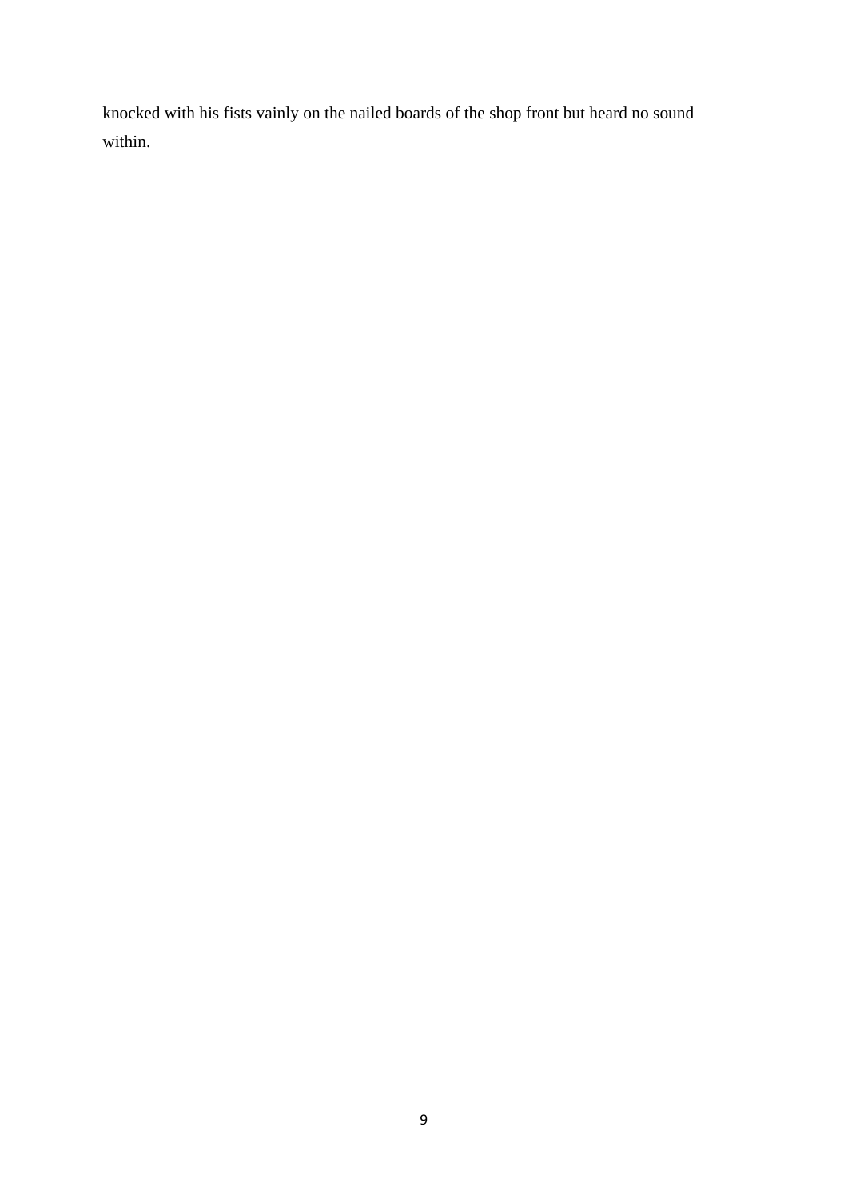knocked with his fists vainly on the nailed boards of the shop front but heard no sound within.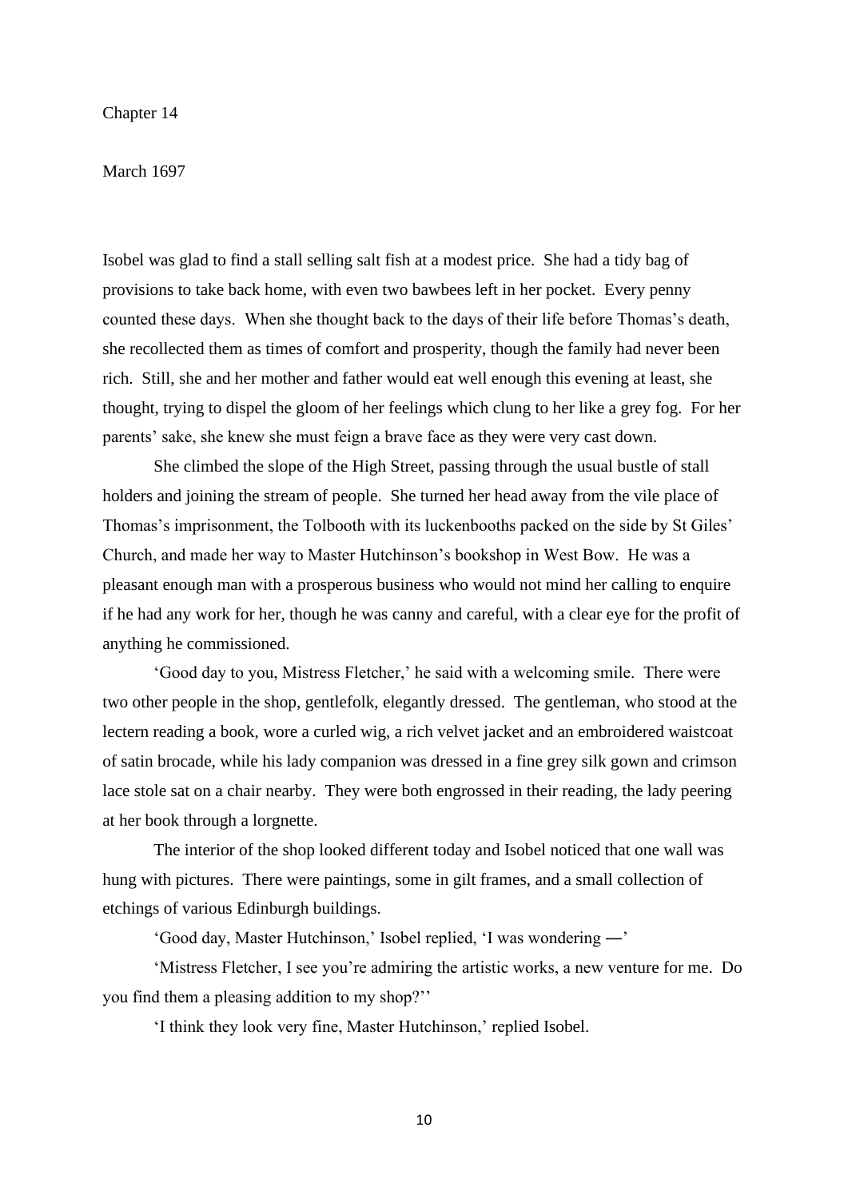Chapter 14

March 1697

Isobel was glad to find a stall selling salt fish at a modest price. She had a tidy bag of provisions to take back home, with even two bawbees left in her pocket. Every penny counted these days. When she thought back to the days of their life before Thomas's death, she recollected them as times of comfort and prosperity, though the family had never been rich. Still, she and her mother and father would eat well enough this evening at least, she thought, trying to dispel the gloom of her feelings which clung to her like a grey fog. For her parents' sake, she knew she must feign a brave face as they were very cast down.

She climbed the slope of the High Street, passing through the usual bustle of stall holders and joining the stream of people. She turned her head away from the vile place of Thomas's imprisonment, the Tolbooth with its luckenbooths packed on the side by St Giles' Church, and made her way to Master Hutchinson's bookshop in West Bow. He was a pleasant enough man with a prosperous business who would not mind her calling to enquire if he had any work for her, though he was canny and careful, with a clear eye for the profit of anything he commissioned.

'Good day to you, Mistress Fletcher,' he said with a welcoming smile. There were two other people in the shop, gentlefolk, elegantly dressed. The gentleman, who stood at the lectern reading a book, wore a curled wig, a rich velvet jacket and an embroidered waistcoat of satin brocade, while his lady companion was dressed in a fine grey silk gown and crimson lace stole sat on a chair nearby. They were both engrossed in their reading, the lady peering at her book through a lorgnette.

The interior of the shop looked different today and Isobel noticed that one wall was hung with pictures. There were paintings, some in gilt frames, and a small collection of etchings of various Edinburgh buildings.

'Good day, Master Hutchinson,' Isobel replied, 'I was wondering —'

'Mistress Fletcher, I see you're admiring the artistic works, a new venture for me. Do you find them a pleasing addition to my shop?''

'I think they look very fine, Master Hutchinson,' replied Isobel.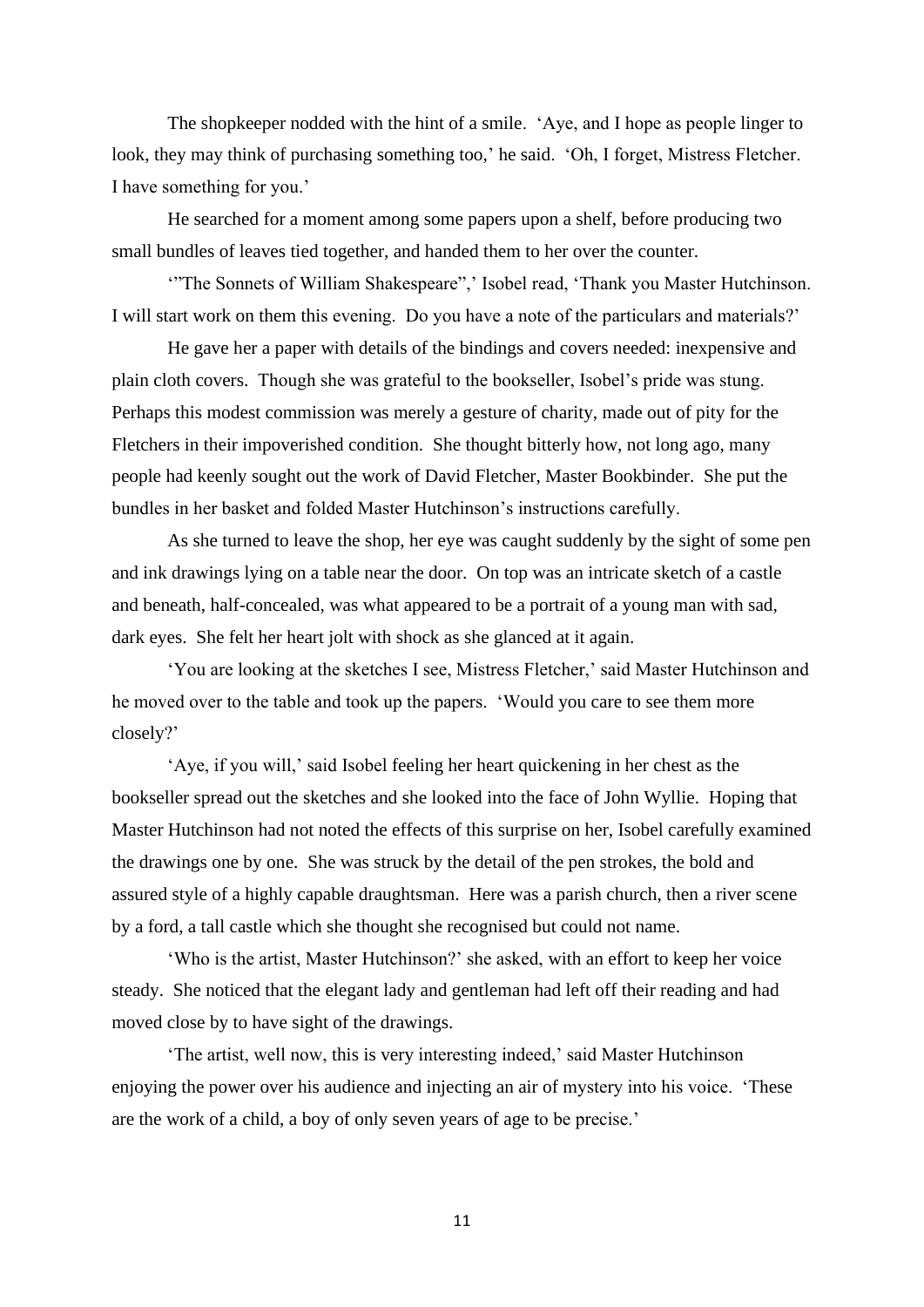The shopkeeper nodded with the hint of a smile. 'Aye, and I hope as people linger to look, they may think of purchasing something too,' he said. 'Oh, I forget, Mistress Fletcher. I have something for you.'

He searched for a moment among some papers upon a shelf, before producing two small bundles of leaves tied together, and handed them to her over the counter.

'"The Sonnets of William Shakespeare",' Isobel read, 'Thank you Master Hutchinson. I will start work on them this evening. Do you have a note of the particulars and materials?'

He gave her a paper with details of the bindings and covers needed: inexpensive and plain cloth covers. Though she was grateful to the bookseller, Isobel's pride was stung. Perhaps this modest commission was merely a gesture of charity, made out of pity for the Fletchers in their impoverished condition. She thought bitterly how, not long ago, many people had keenly sought out the work of David Fletcher, Master Bookbinder. She put the bundles in her basket and folded Master Hutchinson's instructions carefully.

As she turned to leave the shop, her eye was caught suddenly by the sight of some pen and ink drawings lying on a table near the door. On top was an intricate sketch of a castle and beneath, half-concealed, was what appeared to be a portrait of a young man with sad, dark eyes. She felt her heart jolt with shock as she glanced at it again.

'You are looking at the sketches I see, Mistress Fletcher,' said Master Hutchinson and he moved over to the table and took up the papers. 'Would you care to see them more closely?'

'Aye, if you will,' said Isobel feeling her heart quickening in her chest as the bookseller spread out the sketches and she looked into the face of John Wyllie. Hoping that Master Hutchinson had not noted the effects of this surprise on her, Isobel carefully examined the drawings one by one. She was struck by the detail of the pen strokes, the bold and assured style of a highly capable draughtsman. Here was a parish church, then a river scene by a ford, a tall castle which she thought she recognised but could not name.

'Who is the artist, Master Hutchinson?' she asked, with an effort to keep her voice steady. She noticed that the elegant lady and gentleman had left off their reading and had moved close by to have sight of the drawings.

'The artist, well now, this is very interesting indeed,' said Master Hutchinson enjoying the power over his audience and injecting an air of mystery into his voice. 'These are the work of a child, a boy of only seven years of age to be precise.'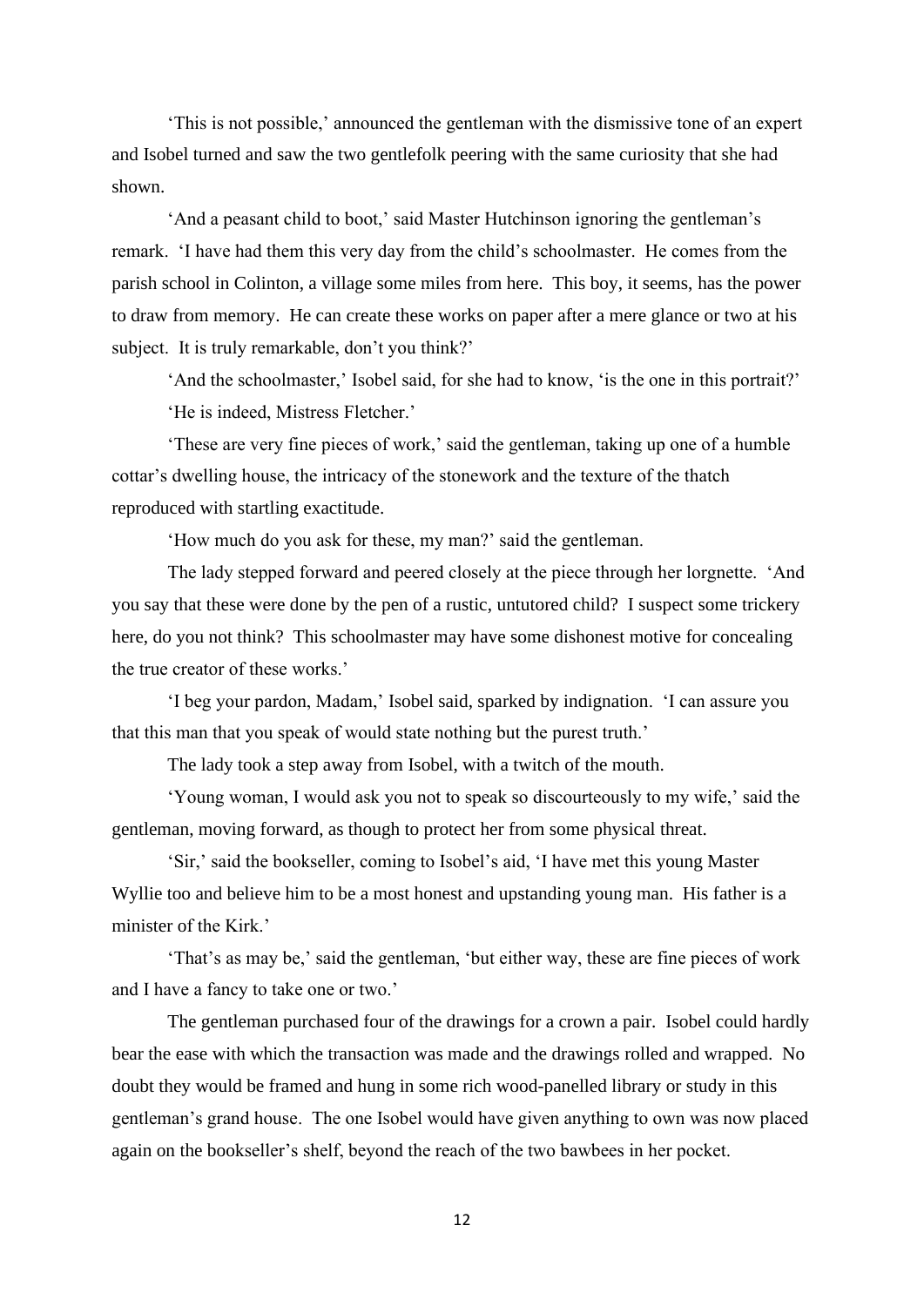'This is not possible,' announced the gentleman with the dismissive tone of an expert and Isobel turned and saw the two gentlefolk peering with the same curiosity that she had shown.

'And a peasant child to boot,' said Master Hutchinson ignoring the gentleman's remark. 'I have had them this very day from the child's schoolmaster. He comes from the parish school in Colinton, a village some miles from here. This boy, it seems, has the power to draw from memory. He can create these works on paper after a mere glance or two at his subject. It is truly remarkable, don't you think?'

'And the schoolmaster,' Isobel said, for she had to know, 'is the one in this portrait?'

'He is indeed, Mistress Fletcher.'

'These are very fine pieces of work,' said the gentleman, taking up one of a humble cottar's dwelling house, the intricacy of the stonework and the texture of the thatch reproduced with startling exactitude.

'How much do you ask for these, my man?' said the gentleman.

The lady stepped forward and peered closely at the piece through her lorgnette. 'And you say that these were done by the pen of a rustic, untutored child? I suspect some trickery here, do you not think? This schoolmaster may have some dishonest motive for concealing the true creator of these works.'

'I beg your pardon, Madam,' Isobel said, sparked by indignation. 'I can assure you that this man that you speak of would state nothing but the purest truth.'

The lady took a step away from Isobel, with a twitch of the mouth.

'Young woman, I would ask you not to speak so discourteously to my wife,' said the gentleman, moving forward, as though to protect her from some physical threat.

'Sir,' said the bookseller, coming to Isobel's aid, 'I have met this young Master Wyllie too and believe him to be a most honest and upstanding young man. His father is a minister of the Kirk.'

'That's as may be,' said the gentleman, 'but either way, these are fine pieces of work and I have a fancy to take one or two.'

The gentleman purchased four of the drawings for a crown a pair. Isobel could hardly bear the ease with which the transaction was made and the drawings rolled and wrapped. No doubt they would be framed and hung in some rich wood-panelled library or study in this gentleman's grand house. The one Isobel would have given anything to own was now placed again on the bookseller's shelf, beyond the reach of the two bawbees in her pocket.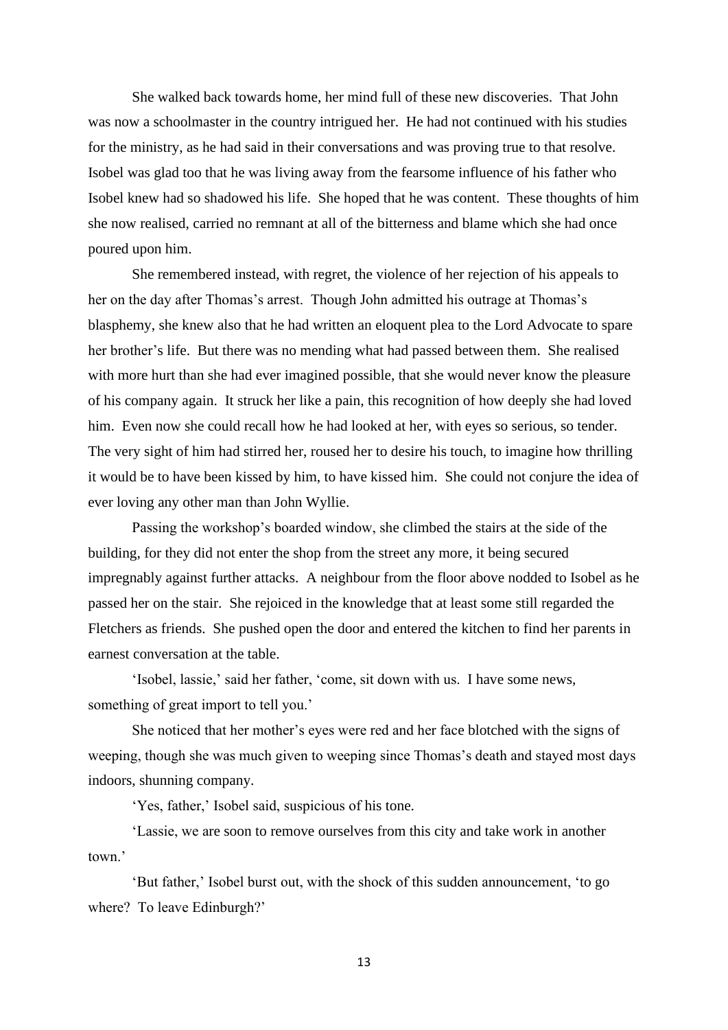She walked back towards home, her mind full of these new discoveries. That John was now a schoolmaster in the country intrigued her. He had not continued with his studies for the ministry, as he had said in their conversations and was proving true to that resolve. Isobel was glad too that he was living away from the fearsome influence of his father who Isobel knew had so shadowed his life. She hoped that he was content. These thoughts of him she now realised, carried no remnant at all of the bitterness and blame which she had once poured upon him.

She remembered instead, with regret, the violence of her rejection of his appeals to her on the day after Thomas's arrest. Though John admitted his outrage at Thomas's blasphemy, she knew also that he had written an eloquent plea to the Lord Advocate to spare her brother's life. But there was no mending what had passed between them. She realised with more hurt than she had ever imagined possible, that she would never know the pleasure of his company again. It struck her like a pain, this recognition of how deeply she had loved him. Even now she could recall how he had looked at her, with eyes so serious, so tender. The very sight of him had stirred her, roused her to desire his touch, to imagine how thrilling it would be to have been kissed by him, to have kissed him. She could not conjure the idea of ever loving any other man than John Wyllie.

Passing the workshop's boarded window, she climbed the stairs at the side of the building, for they did not enter the shop from the street any more, it being secured impregnably against further attacks. A neighbour from the floor above nodded to Isobel as he passed her on the stair. She rejoiced in the knowledge that at least some still regarded the Fletchers as friends. She pushed open the door and entered the kitchen to find her parents in earnest conversation at the table.

'Isobel, lassie,' said her father, 'come, sit down with us. I have some news, something of great import to tell you.'

She noticed that her mother's eyes were red and her face blotched with the signs of weeping, though she was much given to weeping since Thomas's death and stayed most days indoors, shunning company.

'Yes, father,' Isobel said, suspicious of his tone.

'Lassie, we are soon to remove ourselves from this city and take work in another town.'

'But father,' Isobel burst out, with the shock of this sudden announcement, 'to go where? To leave Edinburgh?'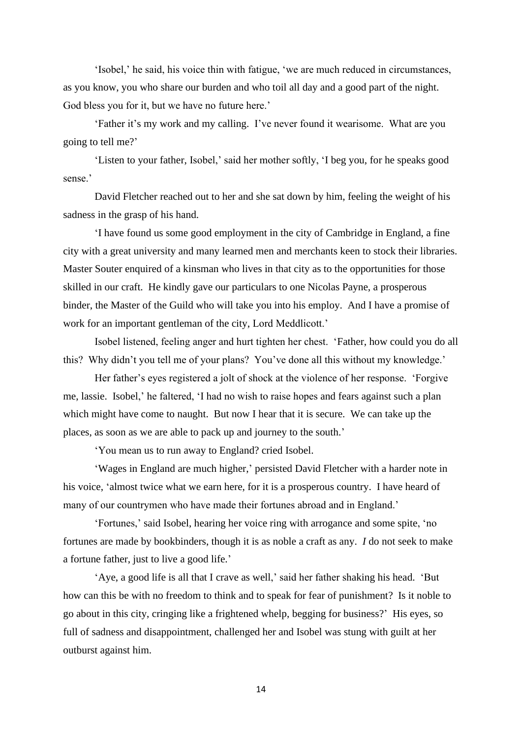'Isobel,' he said, his voice thin with fatigue, 'we are much reduced in circumstances, as you know, you who share our burden and who toil all day and a good part of the night. God bless you for it, but we have no future here.'

'Father it's my work and my calling. I've never found it wearisome. What are you going to tell me?'

'Listen to your father, Isobel,' said her mother softly, 'I beg you, for he speaks good sense.'

David Fletcher reached out to her and she sat down by him, feeling the weight of his sadness in the grasp of his hand.

'I have found us some good employment in the city of Cambridge in England, a fine city with a great university and many learned men and merchants keen to stock their libraries. Master Souter enquired of a kinsman who lives in that city as to the opportunities for those skilled in our craft. He kindly gave our particulars to one Nicolas Payne, a prosperous binder, the Master of the Guild who will take you into his employ. And I have a promise of work for an important gentleman of the city, Lord Meddlicott.'

Isobel listened, feeling anger and hurt tighten her chest. 'Father, how could you do all this? Why didn't you tell me of your plans? You've done all this without my knowledge.'

Her father's eyes registered a jolt of shock at the violence of her response. 'Forgive me, lassie. Isobel,' he faltered, 'I had no wish to raise hopes and fears against such a plan which might have come to naught. But now I hear that it is secure. We can take up the places, as soon as we are able to pack up and journey to the south.'

'You mean us to run away to England? cried Isobel.

'Wages in England are much higher,' persisted David Fletcher with a harder note in his voice, 'almost twice what we earn here, for it is a prosperous country. I have heard of many of our countrymen who have made their fortunes abroad and in England.'

'Fortunes,' said Isobel, hearing her voice ring with arrogance and some spite, 'no fortunes are made by bookbinders, though it is as noble a craft as any. *I* do not seek to make a fortune father, just to live a good life.'

'Aye, a good life is all that I crave as well,' said her father shaking his head. 'But how can this be with no freedom to think and to speak for fear of punishment? Is it noble to go about in this city, cringing like a frightened whelp, begging for business?' His eyes, so full of sadness and disappointment, challenged her and Isobel was stung with guilt at her outburst against him.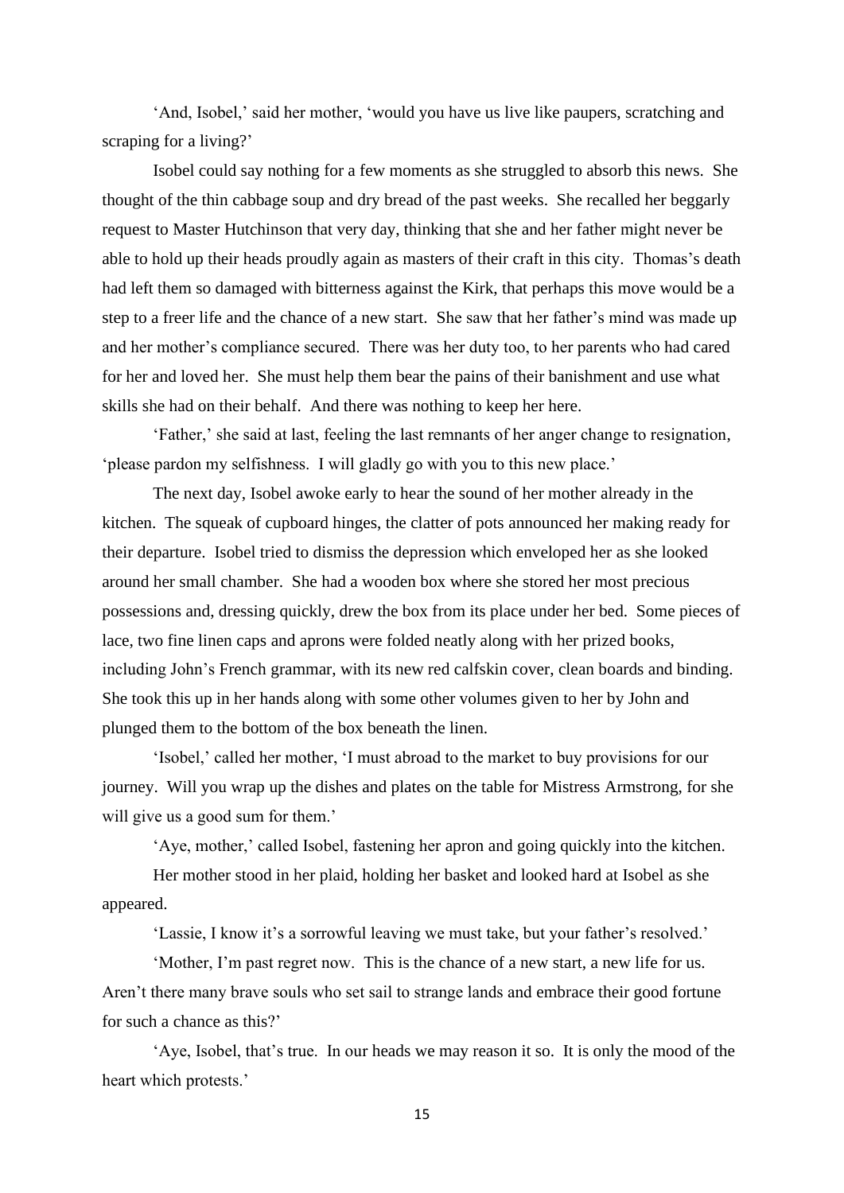'And, Isobel,' said her mother, 'would you have us live like paupers, scratching and scraping for a living?'

Isobel could say nothing for a few moments as she struggled to absorb this news. She thought of the thin cabbage soup and dry bread of the past weeks. She recalled her beggarly request to Master Hutchinson that very day, thinking that she and her father might never be able to hold up their heads proudly again as masters of their craft in this city. Thomas's death had left them so damaged with bitterness against the Kirk, that perhaps this move would be a step to a freer life and the chance of a new start. She saw that her father's mind was made up and her mother's compliance secured. There was her duty too, to her parents who had cared for her and loved her. She must help them bear the pains of their banishment and use what skills she had on their behalf. And there was nothing to keep her here.

'Father,' she said at last, feeling the last remnants of her anger change to resignation, 'please pardon my selfishness. I will gladly go with you to this new place.'

The next day, Isobel awoke early to hear the sound of her mother already in the kitchen. The squeak of cupboard hinges, the clatter of pots announced her making ready for their departure. Isobel tried to dismiss the depression which enveloped her as she looked around her small chamber. She had a wooden box where she stored her most precious possessions and, dressing quickly, drew the box from its place under her bed. Some pieces of lace, two fine linen caps and aprons were folded neatly along with her prized books, including John's French grammar, with its new red calfskin cover, clean boards and binding. She took this up in her hands along with some other volumes given to her by John and plunged them to the bottom of the box beneath the linen.

'Isobel,' called her mother, 'I must abroad to the market to buy provisions for our journey. Will you wrap up the dishes and plates on the table for Mistress Armstrong, for she will give us a good sum for them.'

'Aye, mother,' called Isobel, fastening her apron and going quickly into the kitchen.

Her mother stood in her plaid, holding her basket and looked hard at Isobel as she appeared.

'Lassie, I know it's a sorrowful leaving we must take, but your father's resolved.'

'Mother, I'm past regret now. This is the chance of a new start, a new life for us. Aren't there many brave souls who set sail to strange lands and embrace their good fortune for such a chance as this?'

'Aye, Isobel, that's true. In our heads we may reason it so. It is only the mood of the heart which protests.'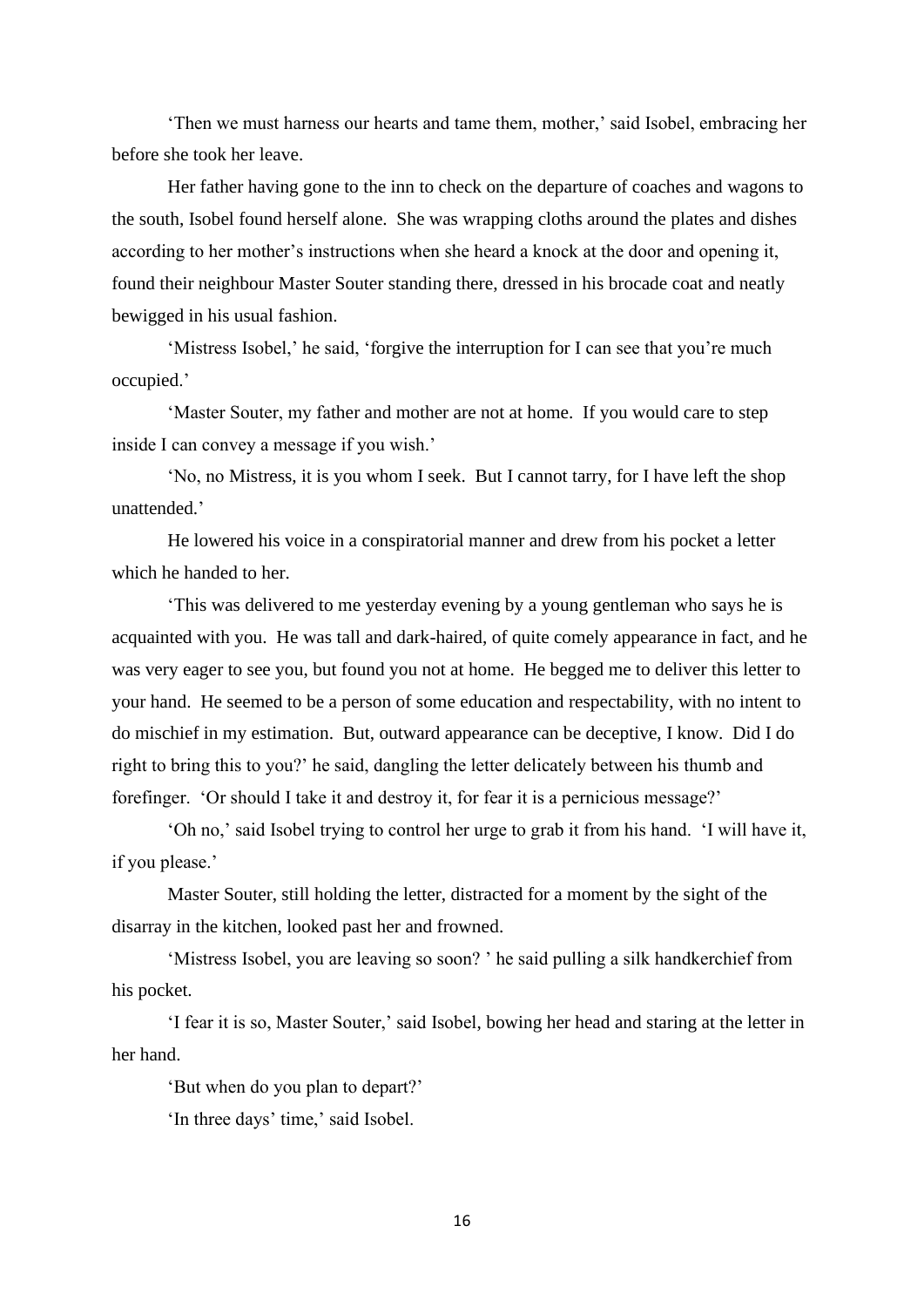'Then we must harness our hearts and tame them, mother,' said Isobel, embracing her before she took her leave.

Her father having gone to the inn to check on the departure of coaches and wagons to the south, Isobel found herself alone. She was wrapping cloths around the plates and dishes according to her mother's instructions when she heard a knock at the door and opening it, found their neighbour Master Souter standing there, dressed in his brocade coat and neatly bewigged in his usual fashion.

'Mistress Isobel,' he said, 'forgive the interruption for I can see that you're much occupied.'

'Master Souter, my father and mother are not at home. If you would care to step inside I can convey a message if you wish.'

'No, no Mistress, it is you whom I seek. But I cannot tarry, for I have left the shop unattended.'

He lowered his voice in a conspiratorial manner and drew from his pocket a letter which he handed to her.

'This was delivered to me yesterday evening by a young gentleman who says he is acquainted with you. He was tall and dark-haired, of quite comely appearance in fact, and he was very eager to see you, but found you not at home. He begged me to deliver this letter to your hand. He seemed to be a person of some education and respectability, with no intent to do mischief in my estimation. But, outward appearance can be deceptive, I know. Did I do right to bring this to you?' he said, dangling the letter delicately between his thumb and forefinger. 'Or should I take it and destroy it, for fear it is a pernicious message?'

'Oh no,' said Isobel trying to control her urge to grab it from his hand. 'I will have it, if you please.'

Master Souter, still holding the letter, distracted for a moment by the sight of the disarray in the kitchen, looked past her and frowned.

'Mistress Isobel, you are leaving so soon? ' he said pulling a silk handkerchief from his pocket.

'I fear it is so, Master Souter,' said Isobel, bowing her head and staring at the letter in her hand.

'But when do you plan to depart?'

'In three days' time,' said Isobel.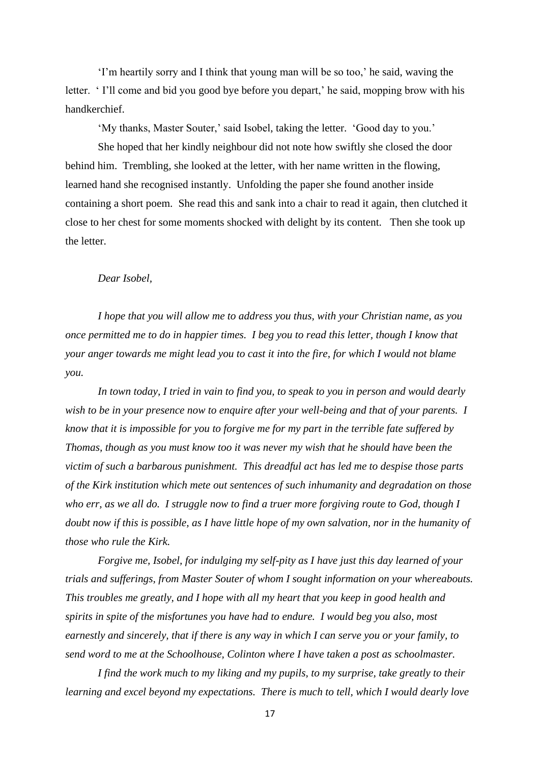'I'm heartily sorry and I think that young man will be so too,' he said, waving the letter. ' I'll come and bid you good bye before you depart,' he said, mopping brow with his handkerchief.

'My thanks, Master Souter,' said Isobel, taking the letter. 'Good day to you.'

She hoped that her kindly neighbour did not note how swiftly she closed the door behind him. Trembling, she looked at the letter, with her name written in the flowing, learned hand she recognised instantly. Unfolding the paper she found another inside containing a short poem. She read this and sank into a chair to read it again, then clutched it close to her chest for some moments shocked with delight by its content. Then she took up the letter.

*Dear Isobel,*

*I hope that you will allow me to address you thus, with your Christian name, as you once permitted me to do in happier times. I beg you to read this letter, though I know that your anger towards me might lead you to cast it into the fire, for which I would not blame you.*

*In town today, I tried in vain to find you, to speak to you in person and would dearly wish to be in your presence now to enquire after your well-being and that of your parents. I know that it is impossible for you to forgive me for my part in the terrible fate suffered by Thomas, though as you must know too it was never my wish that he should have been the victim of such a barbarous punishment. This dreadful act has led me to despise those parts of the Kirk institution which mete out sentences of such inhumanity and degradation on those who err, as we all do. I struggle now to find a truer more forgiving route to God, though I doubt now if this is possible, as I have little hope of my own salvation, nor in the humanity of those who rule the Kirk.*

*Forgive me, Isobel, for indulging my self-pity as I have just this day learned of your trials and sufferings, from Master Souter of whom I sought information on your whereabouts. This troubles me greatly, and I hope with all my heart that you keep in good health and spirits in spite of the misfortunes you have had to endure. I would beg you also, most earnestly and sincerely, that if there is any way in which I can serve you or your family, to send word to me at the Schoolhouse, Colinton where I have taken a post as schoolmaster.*

*I find the work much to my liking and my pupils, to my surprise, take greatly to their learning and excel beyond my expectations. There is much to tell, which I would dearly love*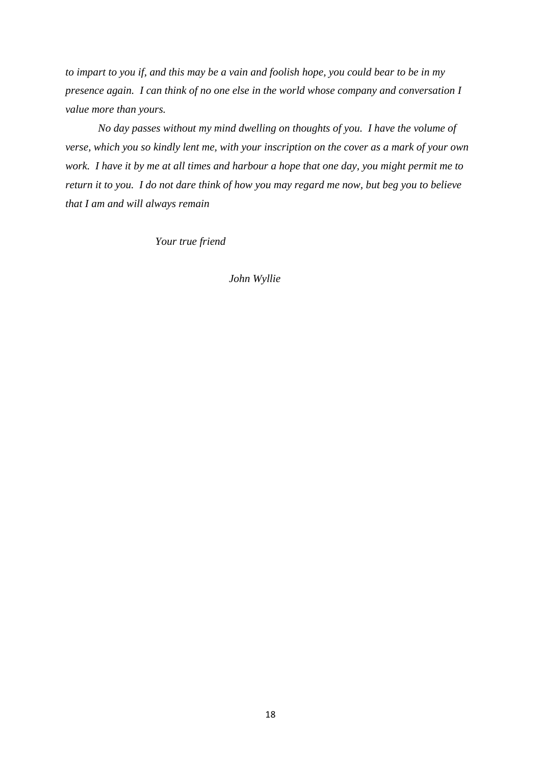*to impart to you if, and this may be a vain and foolish hope, you could bear to be in my presence again. I can think of no one else in the world whose company and conversation I value more than yours.*

*No day passes without my mind dwelling on thoughts of you. I have the volume of verse, which you so kindly lent me, with your inscription on the cover as a mark of your own work. I have it by me at all times and harbour a hope that one day, you might permit me to return it to you. I do not dare think of how you may regard me now, but beg you to believe that I am and will always remain*

*Your true friend*

*John Wyllie*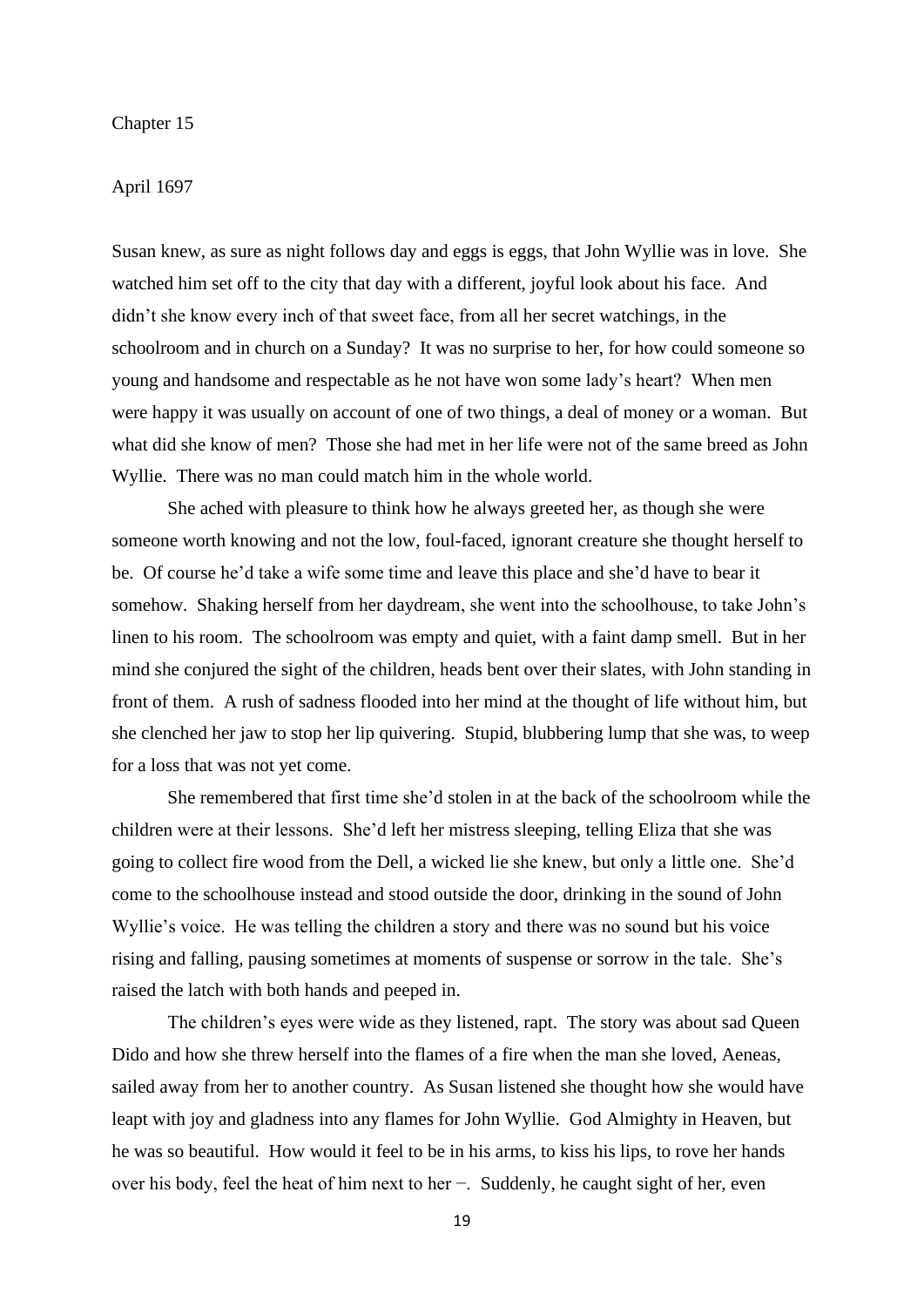Chapter 15

April 1697

Susan knew, as sure as night follows day and eggs is eggs, that John Wyllie was in love. She watched him set off to the city that day with a different, joyful look about his face. And didn't she know every inch of that sweet face, from all her secret watchings, in the schoolroom and in church on a Sunday? It was no surprise to her, for how could someone so young and handsome and respectable as he not have won some lady's heart? When men were happy it was usually on account of one of two things, a deal of money or a woman. But what did she know of men? Those she had met in her life were not of the same breed as John Wyllie. There was no man could match him in the whole world.

She ached with pleasure to think how he always greeted her, as though she were someone worth knowing and not the low, foul-faced, ignorant creature she thought herself to be. Of course he'd take a wife some time and leave this place and she'd have to bear it somehow. Shaking herself from her daydream, she went into the schoolhouse, to take John's linen to his room. The schoolroom was empty and quiet, with a faint damp smell. But in her mind she conjured the sight of the children, heads bent over their slates, with John standing in front of them. A rush of sadness flooded into her mind at the thought of life without him, but she clenched her jaw to stop her lip quivering. Stupid, blubbering lump that she was, to weep for a loss that was not yet come.

She remembered that first time she'd stolen in at the back of the schoolroom while the children were at their lessons. She'd left her mistress sleeping, telling Eliza that she was going to collect fire wood from the Dell, a wicked lie she knew, but only a little one. She'd come to the schoolhouse instead and stood outside the door, drinking in the sound of John Wyllie's voice. He was telling the children a story and there was no sound but his voice rising and falling, pausing sometimes at moments of suspense or sorrow in the tale. She's raised the latch with both hands and peeped in.

The children's eyes were wide as they listened, rapt. The story was about sad Queen Dido and how she threw herself into the flames of a fire when the man she loved, Aeneas, sailed away from her to another country. As Susan listened she thought how she would have leapt with joy and gladness into any flames for John Wyllie. God Almighty in Heaven, but he was so beautiful. How would it feel to be in his arms, to kiss his lips, to rove her hands over his body, feel the heat of him next to her −. Suddenly, he caught sight of her, even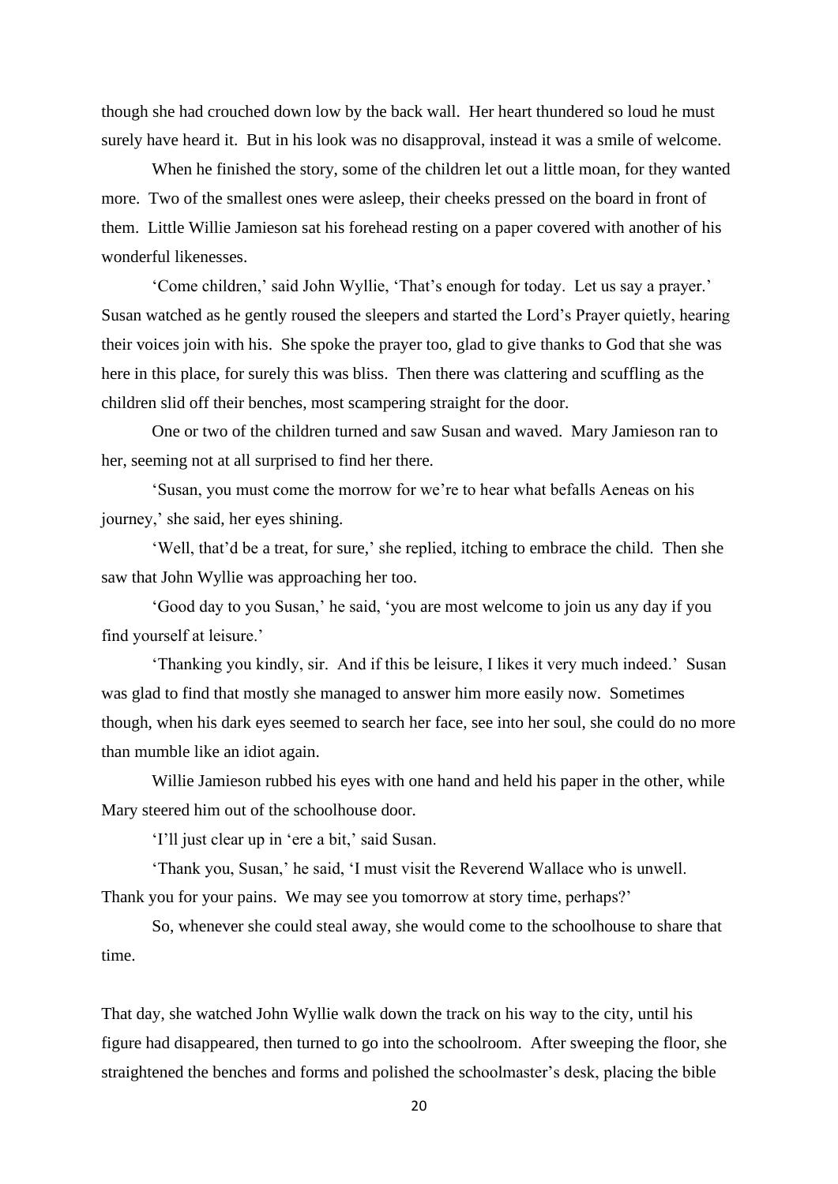though she had crouched down low by the back wall. Her heart thundered so loud he must surely have heard it. But in his look was no disapproval, instead it was a smile of welcome.

When he finished the story, some of the children let out a little moan, for they wanted more. Two of the smallest ones were asleep, their cheeks pressed on the board in front of them. Little Willie Jamieson sat his forehead resting on a paper covered with another of his wonderful likenesses.

'Come children,' said John Wyllie, 'That's enough for today. Let us say a prayer.' Susan watched as he gently roused the sleepers and started the Lord's Prayer quietly, hearing their voices join with his. She spoke the prayer too, glad to give thanks to God that she was here in this place, for surely this was bliss. Then there was clattering and scuffling as the children slid off their benches, most scampering straight for the door.

One or two of the children turned and saw Susan and waved. Mary Jamieson ran to her, seeming not at all surprised to find her there.

'Susan, you must come the morrow for we're to hear what befalls Aeneas on his journey,' she said, her eyes shining.

'Well, that'd be a treat, for sure,' she replied, itching to embrace the child. Then she saw that John Wyllie was approaching her too.

'Good day to you Susan,' he said, 'you are most welcome to join us any day if you find yourself at leisure.'

'Thanking you kindly, sir. And if this be leisure, I likes it very much indeed.' Susan was glad to find that mostly she managed to answer him more easily now. Sometimes though, when his dark eyes seemed to search her face, see into her soul, she could do no more than mumble like an idiot again.

Willie Jamieson rubbed his eyes with one hand and held his paper in the other, while Mary steered him out of the schoolhouse door.

'I'll just clear up in 'ere a bit,' said Susan.

'Thank you, Susan,' he said, 'I must visit the Reverend Wallace who is unwell. Thank you for your pains. We may see you tomorrow at story time, perhaps?'

So, whenever she could steal away, she would come to the schoolhouse to share that time.

That day, she watched John Wyllie walk down the track on his way to the city, until his figure had disappeared, then turned to go into the schoolroom. After sweeping the floor, she straightened the benches and forms and polished the schoolmaster's desk, placing the bible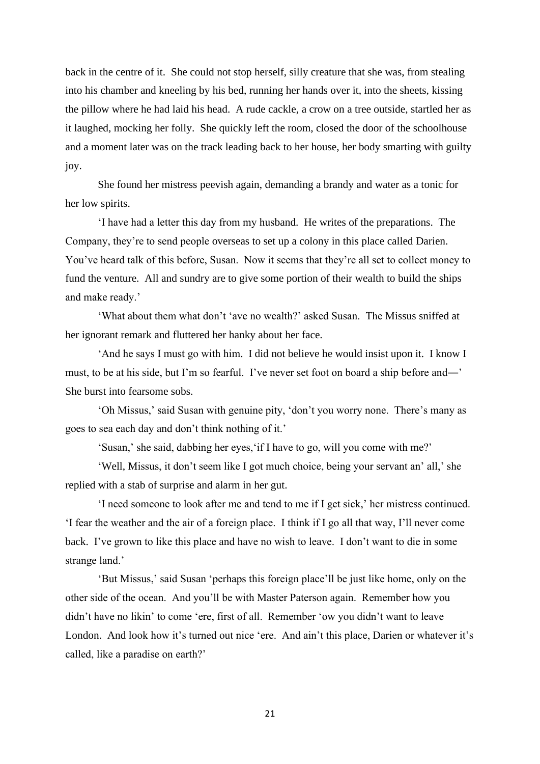back in the centre of it. She could not stop herself, silly creature that she was, from stealing into his chamber and kneeling by his bed, running her hands over it, into the sheets, kissing the pillow where he had laid his head. A rude cackle, a crow on a tree outside, startled her as it laughed, mocking her folly. She quickly left the room, closed the door of the schoolhouse and a moment later was on the track leading back to her house, her body smarting with guilty joy.

She found her mistress peevish again, demanding a brandy and water as a tonic for her low spirits.

'I have had a letter this day from my husband. He writes of the preparations. The Company, they're to send people overseas to set up a colony in this place called Darien. You've heard talk of this before, Susan. Now it seems that they're all set to collect money to fund the venture. All and sundry are to give some portion of their wealth to build the ships and make ready.'

'What about them what don't 'ave no wealth?' asked Susan. The Missus sniffed at her ignorant remark and fluttered her hanky about her face.

'And he says I must go with him. I did not believe he would insist upon it. I know I must, to be at his side, but I'm so fearful. I've never set foot on board a ship before and—' She burst into fearsome sobs.

'Oh Missus,' said Susan with genuine pity, 'don't you worry none. There's many as goes to sea each day and don't think nothing of it.'

'Susan,' she said, dabbing her eyes,'if I have to go, will you come with me?'

'Well, Missus, it don't seem like I got much choice, being your servant an' all,' she replied with a stab of surprise and alarm in her gut.

'I need someone to look after me and tend to me if I get sick,' her mistress continued. 'I fear the weather and the air of a foreign place. I think if I go all that way, I'll never come back. I've grown to like this place and have no wish to leave. I don't want to die in some strange land.'

'But Missus,' said Susan 'perhaps this foreign place'll be just like home, only on the other side of the ocean. And you'll be with Master Paterson again. Remember how you didn't have no likin' to come 'ere, first of all. Remember 'ow you didn't want to leave London. And look how it's turned out nice 'ere. And ain't this place, Darien or whatever it's called, like a paradise on earth?'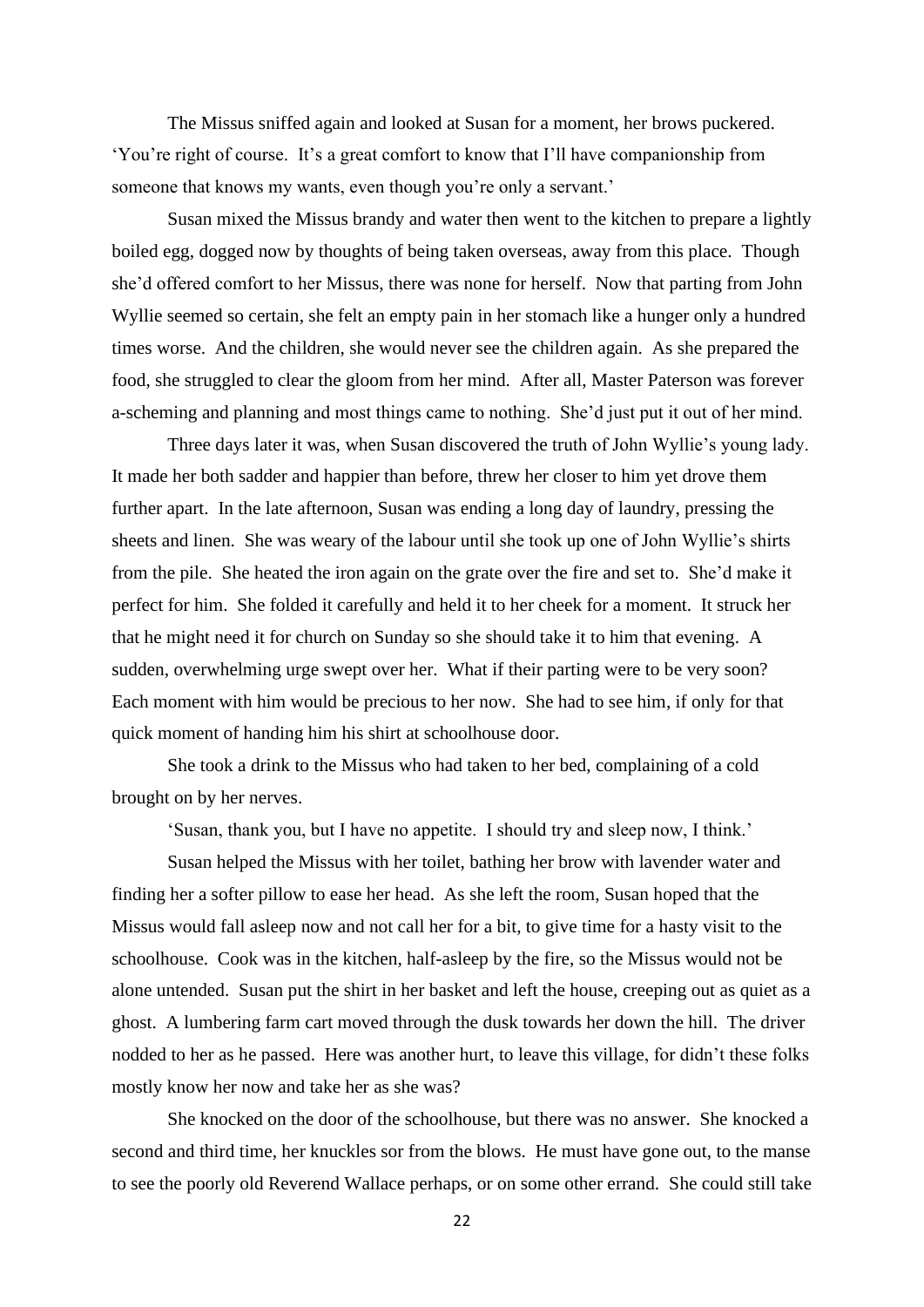The Missus sniffed again and looked at Susan for a moment, her brows puckered. 'You're right of course. It's a great comfort to know that I'll have companionship from someone that knows my wants, even though you're only a servant.'

Susan mixed the Missus brandy and water then went to the kitchen to prepare a lightly boiled egg, dogged now by thoughts of being taken overseas, away from this place. Though she'd offered comfort to her Missus, there was none for herself. Now that parting from John Wyllie seemed so certain, she felt an empty pain in her stomach like a hunger only a hundred times worse. And the children, she would never see the children again. As she prepared the food, she struggled to clear the gloom from her mind. After all, Master Paterson was forever a-scheming and planning and most things came to nothing. She'd just put it out of her mind.

Three days later it was, when Susan discovered the truth of John Wyllie's young lady. It made her both sadder and happier than before, threw her closer to him yet drove them further apart. In the late afternoon, Susan was ending a long day of laundry, pressing the sheets and linen. She was weary of the labour until she took up one of John Wyllie's shirts from the pile. She heated the iron again on the grate over the fire and set to. She'd make it perfect for him. She folded it carefully and held it to her cheek for a moment. It struck her that he might need it for church on Sunday so she should take it to him that evening. A sudden, overwhelming urge swept over her. What if their parting were to be very soon? Each moment with him would be precious to her now. She had to see him, if only for that quick moment of handing him his shirt at schoolhouse door.

She took a drink to the Missus who had taken to her bed, complaining of a cold brought on by her nerves.

'Susan, thank you, but I have no appetite. I should try and sleep now, I think.'

Susan helped the Missus with her toilet, bathing her brow with lavender water and finding her a softer pillow to ease her head. As she left the room, Susan hoped that the Missus would fall asleep now and not call her for a bit, to give time for a hasty visit to the schoolhouse. Cook was in the kitchen, half-asleep by the fire, so the Missus would not be alone untended. Susan put the shirt in her basket and left the house, creeping out as quiet as a ghost. A lumbering farm cart moved through the dusk towards her down the hill. The driver nodded to her as he passed. Here was another hurt, to leave this village, for didn't these folks mostly know her now and take her as she was?

She knocked on the door of the schoolhouse, but there was no answer. She knocked a second and third time, her knuckles sor from the blows. He must have gone out, to the manse to see the poorly old Reverend Wallace perhaps, or on some other errand. She could still take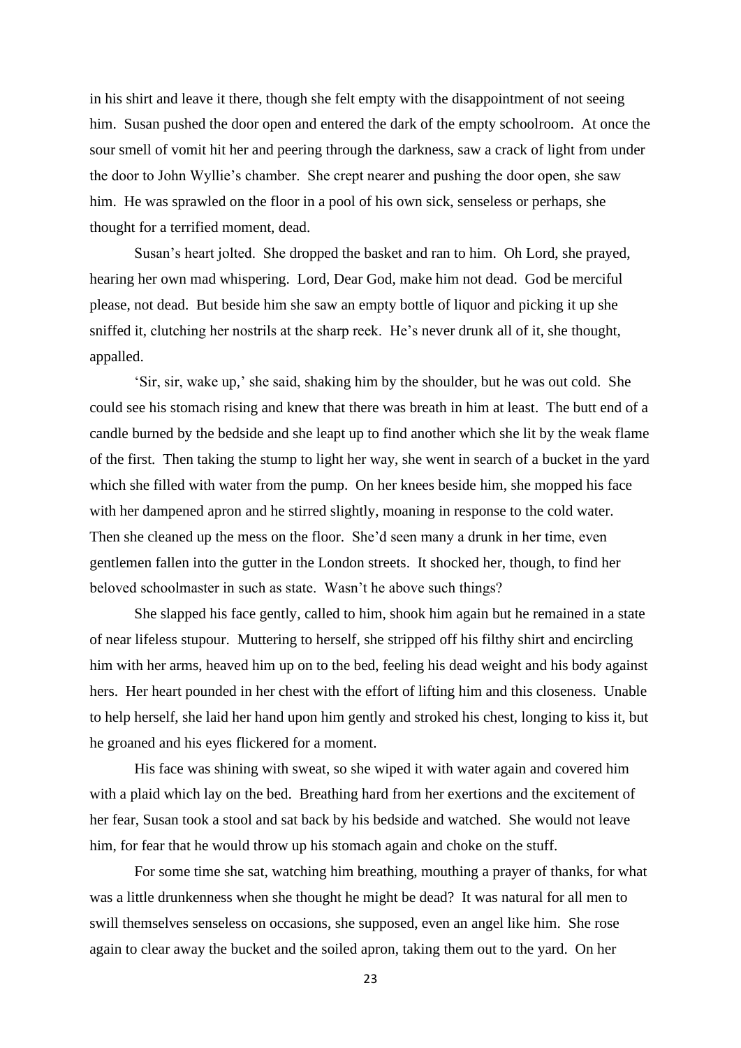in his shirt and leave it there, though she felt empty with the disappointment of not seeing him. Susan pushed the door open and entered the dark of the empty schoolroom. At once the sour smell of vomit hit her and peering through the darkness, saw a crack of light from under the door to John Wyllie's chamber. She crept nearer and pushing the door open, she saw him. He was sprawled on the floor in a pool of his own sick, senseless or perhaps, she thought for a terrified moment, dead.

Susan's heart jolted. She dropped the basket and ran to him. Oh Lord, she prayed, hearing her own mad whispering. Lord, Dear God, make him not dead. God be merciful please, not dead. But beside him she saw an empty bottle of liquor and picking it up she sniffed it, clutching her nostrils at the sharp reek. He's never drunk all of it, she thought, appalled.

'Sir, sir, wake up,' she said, shaking him by the shoulder, but he was out cold. She could see his stomach rising and knew that there was breath in him at least. The butt end of a candle burned by the bedside and she leapt up to find another which she lit by the weak flame of the first. Then taking the stump to light her way, she went in search of a bucket in the yard which she filled with water from the pump. On her knees beside him, she mopped his face with her dampened apron and he stirred slightly, moaning in response to the cold water. Then she cleaned up the mess on the floor. She'd seen many a drunk in her time, even gentlemen fallen into the gutter in the London streets. It shocked her, though, to find her beloved schoolmaster in such as state. Wasn't he above such things?

She slapped his face gently, called to him, shook him again but he remained in a state of near lifeless stupour. Muttering to herself, she stripped off his filthy shirt and encircling him with her arms, heaved him up on to the bed, feeling his dead weight and his body against hers. Her heart pounded in her chest with the effort of lifting him and this closeness. Unable to help herself, she laid her hand upon him gently and stroked his chest, longing to kiss it, but he groaned and his eyes flickered for a moment.

His face was shining with sweat, so she wiped it with water again and covered him with a plaid which lay on the bed. Breathing hard from her exertions and the excitement of her fear, Susan took a stool and sat back by his bedside and watched. She would not leave him, for fear that he would throw up his stomach again and choke on the stuff.

For some time she sat, watching him breathing, mouthing a prayer of thanks, for what was a little drunkenness when she thought he might be dead? It was natural for all men to swill themselves senseless on occasions, she supposed, even an angel like him. She rose again to clear away the bucket and the soiled apron, taking them out to the yard. On her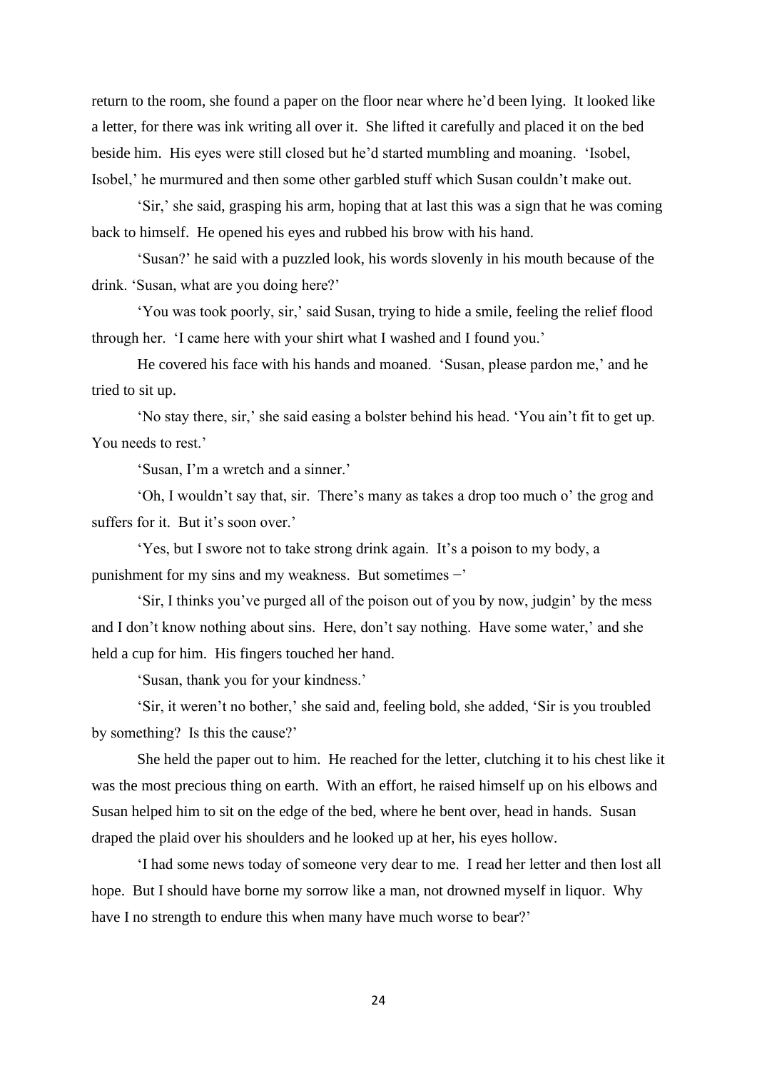return to the room, she found a paper on the floor near where he'd been lying. It looked like a letter, for there was ink writing all over it. She lifted it carefully and placed it on the bed beside him. His eyes were still closed but he'd started mumbling and moaning. 'Isobel, Isobel,' he murmured and then some other garbled stuff which Susan couldn't make out.

'Sir,' she said, grasping his arm, hoping that at last this was a sign that he was coming back to himself. He opened his eyes and rubbed his brow with his hand.

'Susan?' he said with a puzzled look, his words slovenly in his mouth because of the drink. 'Susan, what are you doing here?'

'You was took poorly, sir,' said Susan, trying to hide a smile, feeling the relief flood through her. 'I came here with your shirt what I washed and I found you.'

He covered his face with his hands and moaned. 'Susan, please pardon me,' and he tried to sit up.

'No stay there, sir,' she said easing a bolster behind his head. 'You ain't fit to get up. You needs to rest.'

'Susan, I'm a wretch and a sinner.'

'Oh, I wouldn't say that, sir. There's many as takes a drop too much o' the grog and suffers for it. But it's soon over.'

'Yes, but I swore not to take strong drink again. It's a poison to my body, a punishment for my sins and my weakness. But sometimes –'

'Sir, I thinks you've purged all of the poison out of you by now, judgin' by the mess and I don't know nothing about sins. Here, don't say nothing. Have some water,' and she held a cup for him. His fingers touched her hand.

'Susan, thank you for your kindness.'

'Sir, it weren't no bother,' she said and, feeling bold, she added, 'Sir is you troubled by something? Is this the cause?'

She held the paper out to him. He reached for the letter, clutching it to his chest like it was the most precious thing on earth. With an effort, he raised himself up on his elbows and Susan helped him to sit on the edge of the bed, where he bent over, head in hands. Susan draped the plaid over his shoulders and he looked up at her, his eyes hollow.

'I had some news today of someone very dear to me. I read her letter and then lost all hope. But I should have borne my sorrow like a man, not drowned myself in liquor. Why have I no strength to endure this when many have much worse to bear?'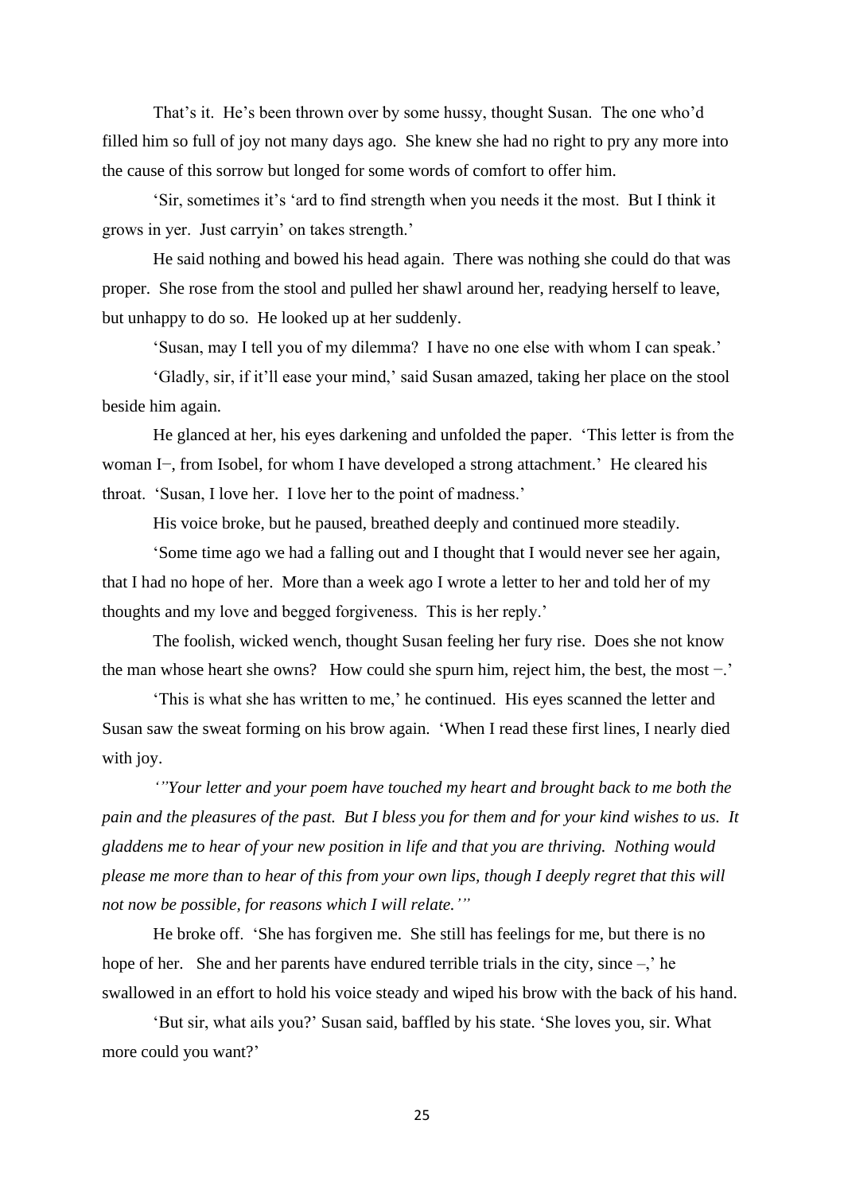That's it. He's been thrown over by some hussy, thought Susan. The one who'd filled him so full of joy not many days ago. She knew she had no right to pry any more into the cause of this sorrow but longed for some words of comfort to offer him.

'Sir, sometimes it's 'ard to find strength when you needs it the most. But I think it grows in yer. Just carryin' on takes strength.'

He said nothing and bowed his head again. There was nothing she could do that was proper. She rose from the stool and pulled her shawl around her, readying herself to leave, but unhappy to do so. He looked up at her suddenly.

'Susan, may I tell you of my dilemma? I have no one else with whom I can speak.'

'Gladly, sir, if it'll ease your mind,' said Susan amazed, taking her place on the stool beside him again.

He glanced at her, his eyes darkening and unfolded the paper. 'This letter is from the woman I–, from Isobel, for whom I have developed a strong attachment.' He cleared his throat. 'Susan, I love her. I love her to the point of madness.'

His voice broke, but he paused, breathed deeply and continued more steadily.

'Some time ago we had a falling out and I thought that I would never see her again, that I had no hope of her. More than a week ago I wrote a letter to her and told her of my thoughts and my love and begged forgiveness. This is her reply.'

The foolish, wicked wench, thought Susan feeling her fury rise. Does she not know the man whose heart she owns? How could she spurn him, reject him, the best, the most –.'

'This is what she has written to me,' he continued. His eyes scanned the letter and Susan saw the sweat forming on his brow again. 'When I read these first lines, I nearly died with joy.

*'"Your letter and your poem have touched my heart and brought back to me both the pain and the pleasures of the past. But I bless you for them and for your kind wishes to us. It gladdens me to hear of your new position in life and that you are thriving. Nothing would please me more than to hear of this from your own lips, though I deeply regret that this will not now be possible, for reasons which I will relate.'"*

He broke off. 'She has forgiven me. She still has feelings for me, but there is no hope of her. She and her parents have endured terrible trials in the city, since –,' he swallowed in an effort to hold his voice steady and wiped his brow with the back of his hand.

'But sir, what ails you?' Susan said, baffled by his state. 'She loves you, sir. What more could you want?'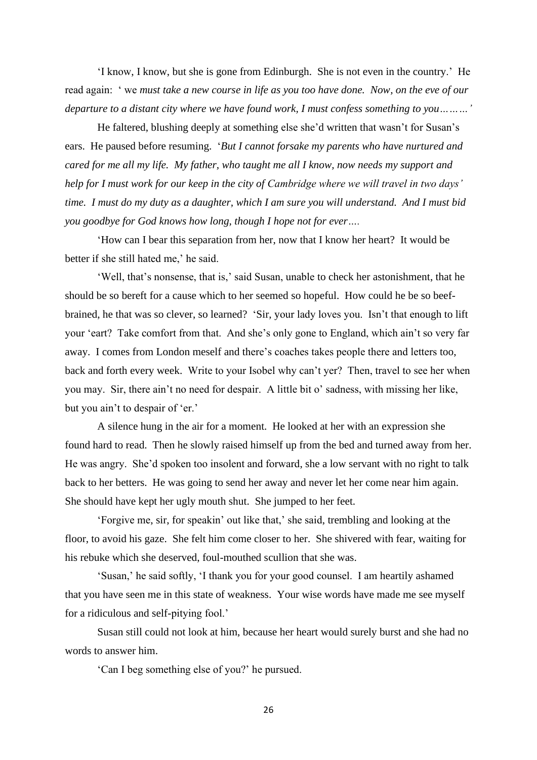'I know, I know, but she is gone from Edinburgh. She is not even in the country.' He read again: ' we *must take a new course in life as you too have done. Now, on the eve of our departure to a distant city where we have found work, I must confess something to you………'*

He faltered, blushing deeply at something else she'd written that wasn't for Susan's ears. He paused before resuming. '*But I cannot forsake my parents who have nurtured and cared for me all my life. My father, who taught me all I know, now needs my support and help for I must work for our keep in the city of Cambridge where we will travel in two days' time. I must do my duty as a daughter, which I am sure you will understand. And I must bid you goodbye for God knows how long, though I hope not for ever….*

'How can I bear this separation from her, now that I know her heart? It would be better if she still hated me,' he said.

'Well, that's nonsense, that is,' said Susan, unable to check her astonishment, that he should be so bereft for a cause which to her seemed so hopeful. How could he be so beef-brained, he that was so clever, so learned? 'Sir, your lady loves you. Isn't that enough to lift your 'eart? Take comfort from that. And she's only gone to England, which ain't so very far away. I comes from London meself and there's coaches takes people there and letters too, back and forth every week. Write to your Isobel why can't yer? Then, travel to see her when you may. Sir, there ain't no need for despair. A little bit o' sadness, with missing her like, but you ain't to despair of 'er.'

A silence hung in the air for a moment. He looked at her with an expression she found hard to read. Then he slowly raised himself up from the bed and turned away from her. He was angry. She'd spoken too insolent and forward, she a low servant with no right to talk back to her betters. He was going to send her away and never let her come near him again. She should have kept her ugly mouth shut. She jumped to her feet.

'Forgive me, sir, for speakin' out like that,' she said, trembling and looking at the floor, to avoid his gaze. She felt him come closer to her. She shivered with fear, waiting for his rebuke which she deserved, foul-mouthed scullion that she was.

'Susan,' he said softly, 'I thank you for your good counsel. I am heartily ashamed that you have seen me in this state of weakness. Your wise words have made me see myself for a ridiculous and self-pitying fool.'

Susan still could not look at him, because her heart would surely burst and she had no words to answer him.

'Can I beg something else of you?' he pursued.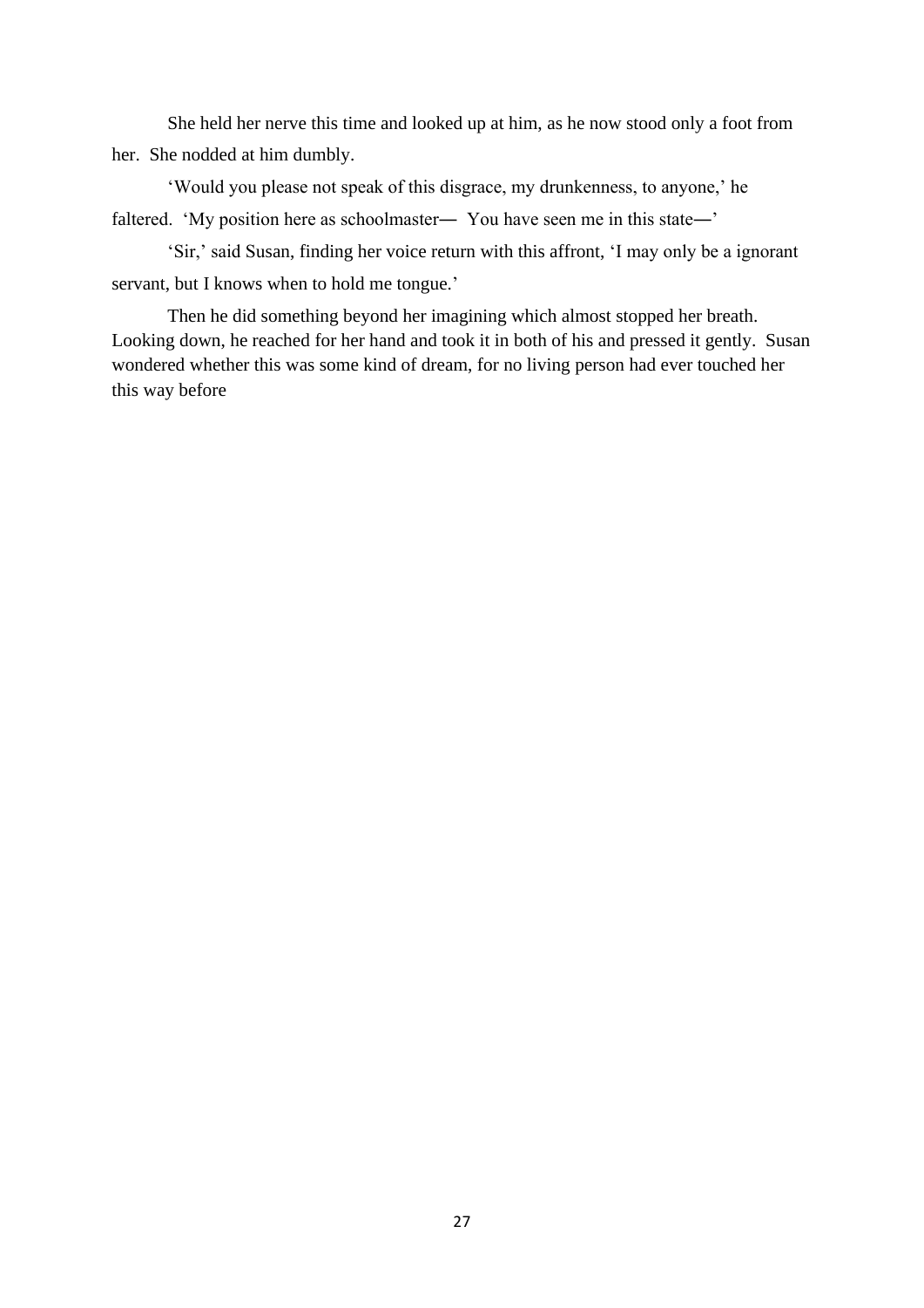She held her nerve this time and looked up at him, as he now stood only a foot from her. She nodded at him dumbly.

'Would you please not speak of this disgrace, my drunkenness, to anyone,' he faltered. 'My position here as schoolmaster— You have seen me in this state—'

'Sir,' said Susan, finding her voice return with this affront, 'I may only be a ignorant servant, but I knows when to hold me tongue.'

Then he did something beyond her imagining which almost stopped her breath. Looking down, he reached for her hand and took it in both of his and pressed it gently. Susan wondered whether this was some kind of dream, for no living person had ever touched her this way before